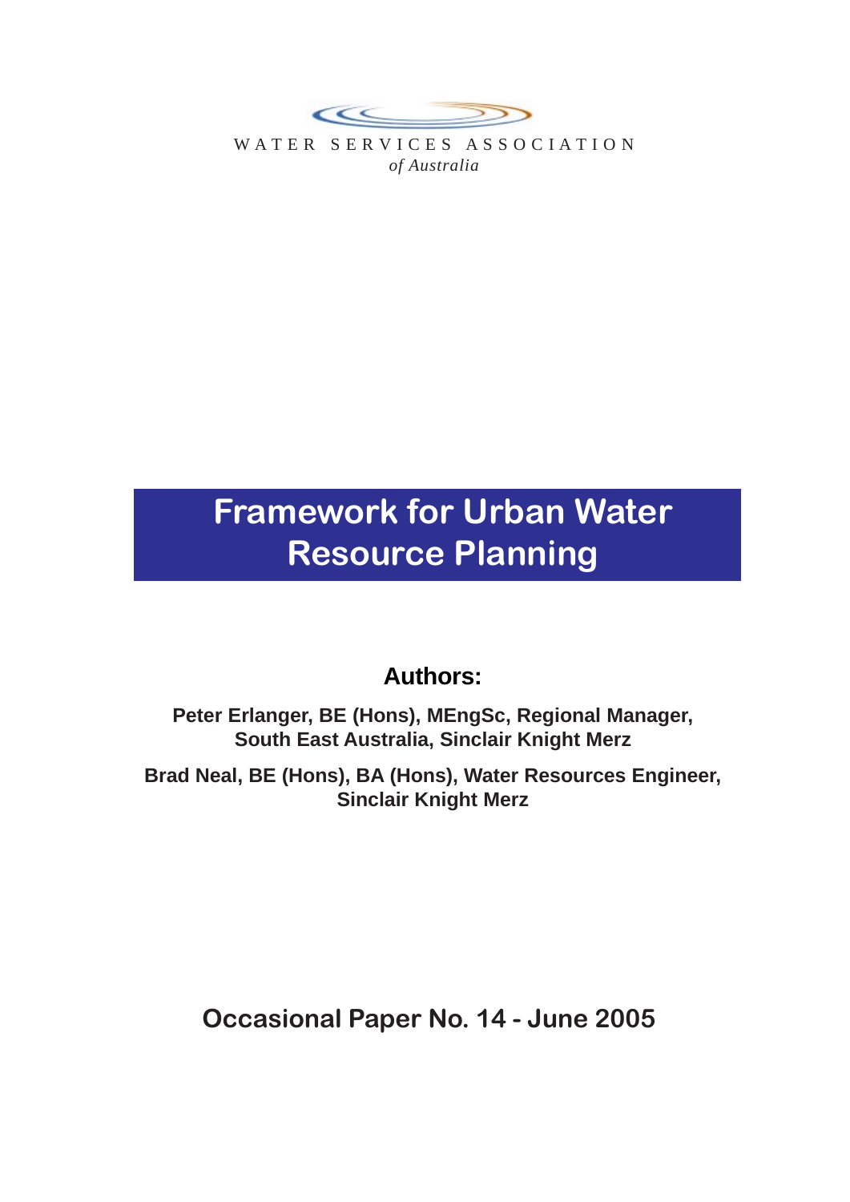WATER SERVICES ASSOCIATION
*of Australia*

# Framework for Urban Water Resource Planning

**Authors:**

**Peter Erlanger, BE (Hons), MEngSc, Regional Manager, South East Australia, Sinclair Knight Merz**

**Brad Neal, BE (Hons), BA (Hons), Water Resources Engineer, Sinclair Knight Merz**

**Occasional Paper No. 14 - June 2005**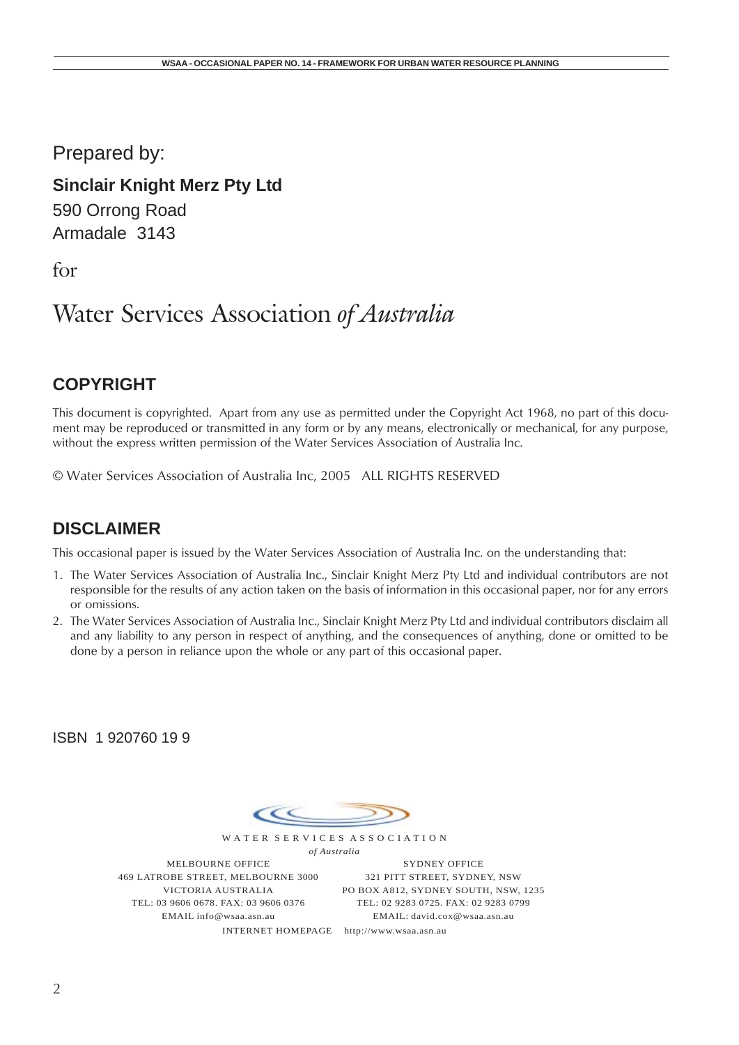Prepared by:

**Sinclair Knight Merz Pty Ltd**

590 Orrong Road
Armadale 3143

for

# Water Services Association *of Australia*

## COPYRIGHT

This document is copyrighted. Apart from any use as permitted under the Copyright Act 1968, no part of this document may be reproduced or transmitted in any form or by any means, electronically or mechanical, for any purpose, without the express written permission of the Water Services Association of Australia Inc.

© Water Services Association of Australia Inc, 2005 ALL RIGHTS RESERVED

## DISCLAIMER

This occasional paper is issued by the Water Services Association of Australia Inc. on the understanding that:

1. The Water Services Association of Australia Inc., Sinclair Knight Merz Pty Ltd and individual contributors are not responsible for the results of any action taken on the basis of information in this occasional paper, nor for any errors or omissions.
2. The Water Services Association of Australia Inc., Sinclair Knight Merz Pty Ltd and individual contributors disclaim all and any liability to any person in respect of anything, and the consequences of anything, done or omitted to be done by a person in reliance upon the whole or any part of this occasional paper.

ISBN 1 920760 19 9

WATER SERVICES ASSOCIATION
*of Australia*

MELBOURNE OFFICE
469 LATROBE STREET, MELBOURNE 3000
VICTORIA AUSTRALIA
TEL: 03 9606 0678. FAX: 03 9606 0376
EMAIL info@wsaa.asn.au

SYDNEY OFFICE
321 PITT STREET, SYDNEY, NSW
PO BOX A812, SYDNEY SOUTH, NSW, 1235
TEL: 02 9283 0725. FAX: 02 9283 0799
EMAIL: david.cox@wsaa.asn.au

INTERNET HOMEPAGE http://www.wsaa.asn.au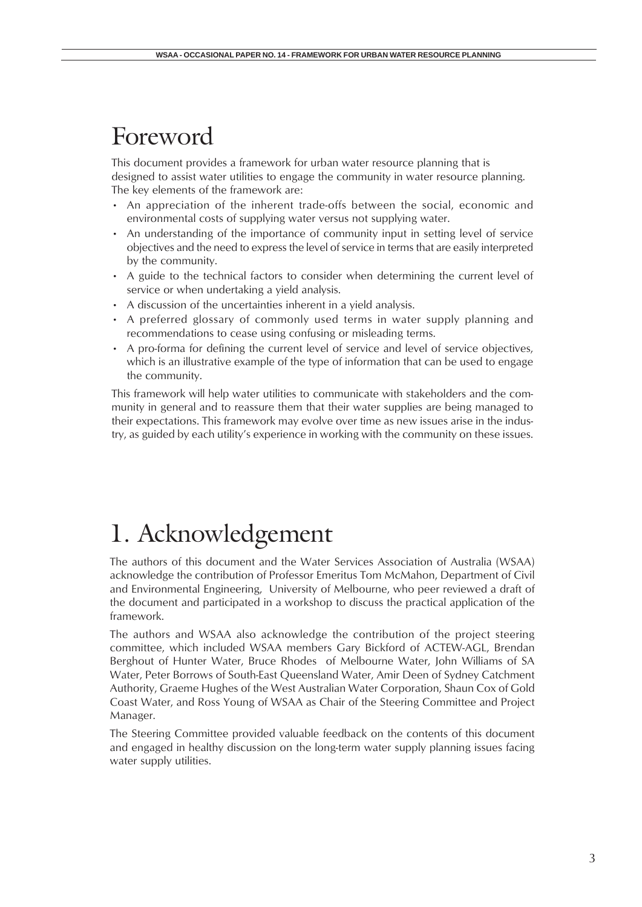# Foreword

This document provides a framework for urban water resource planning that is designed to assist water utilities to engage the community in water resource planning. The key elements of the framework are:

- An appreciation of the inherent trade-offs between the social, economic and environmental costs of supplying water versus not supplying water.
- An understanding of the importance of community input in setting level of service objectives and the need to express the level of service in terms that are easily interpreted by the community.
- A guide to the technical factors to consider when determining the current level of service or when undertaking a yield analysis.
- A discussion of the uncertainties inherent in a yield analysis.
- A preferred glossary of commonly used terms in water supply planning and recommendations to cease using confusing or misleading terms.
- A pro-forma for defining the current level of service and level of service objectives, which is an illustrative example of the type of information that can be used to engage the community.

This framework will help water utilities to communicate with stakeholders and the community in general and to reassure them that their water supplies are being managed to their expectations. This framework may evolve over time as new issues arise in the industry, as guided by each utility's experience in working with the community on these issues.

# 1. Acknowledgement

The authors of this document and the Water Services Association of Australia (WSAA) acknowledge the contribution of Professor Emeritus Tom McMahon, Department of Civil and Environmental Engineering, University of Melbourne, who peer reviewed a draft of the document and participated in a workshop to discuss the practical application of the framework.

The authors and WSAA also acknowledge the contribution of the project steering committee, which included WSAA members Gary Bickford of ACTEW-AGL, Brendan Berghout of Hunter Water, Bruce Rhodes of Melbourne Water, John Williams of SA Water, Peter Borrows of South-East Queensland Water, Amir Deen of Sydney Catchment Authority, Graeme Hughes of the West Australian Water Corporation, Shaun Cox of Gold Coast Water, and Ross Young of WSAA as Chair of the Steering Committee and Project Manager.

The Steering Committee provided valuable feedback on the contents of this document and engaged in healthy discussion on the long-term water supply planning issues facing water supply utilities.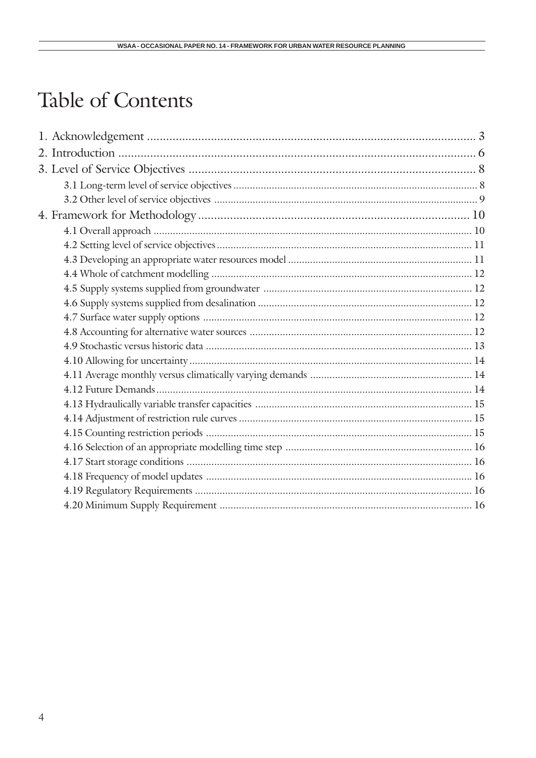# Table of Contents

1. Acknowledgement .................................................................................................... 3
2. Introduction ............................................................................................................ 6
3. Level of Service Objectives ..................................................................................... 8
   - 3.1 Long-term level of service objectives ........................................................................................ 8
   - 3.2 Other level of service objectives ............................................................................................... 9
4. Framework for Methodology ................................................................................... 10
   - 4.1 Overall approach .................................................................................................................... 10
   - 4.2 Setting level of service objectives ............................................................................................ 11
   - 4.3 Developing an appropriate water resources model .................................................................. 11
   - 4.4 Whole of catchment modelling ............................................................................................... 12
   - 4.5 Supply systems supplied from groundwater ........................................................................... 12
   - 4.6 Supply systems supplied from desalination ............................................................................ 12
   - 4.7 Surface water supply options ................................................................................................. 12
   - 4.8 Accounting for alternative water sources ................................................................................ 12
   - 4.9 Stochastic versus historic data ................................................................................................ 13
   - 4.10 Allowing for uncertainty ....................................................................................................... 14
   - 4.11 Average monthly versus climatically varying demands ........................................................... 14
   - 4.12 Future Demands .................................................................................................................. 14
   - 4.13 Hydraulically variable transfer capacities .............................................................................. 15
   - 4.14 Adjustment of restriction rule curves .................................................................................... 15
   - 4.15 Counting restriction periods ................................................................................................ 15
   - 4.16 Selection of an appropriate modelling time step ................................................................... 16
   - 4.17 Start storage conditions ....................................................................................................... 16
   - 4.18 Frequency of model updates ................................................................................................ 16
   - 4.19 Regulatory Requirements ..................................................................................................... 16
   - 4.20 Minimum Supply Requirement ............................................................................................ 16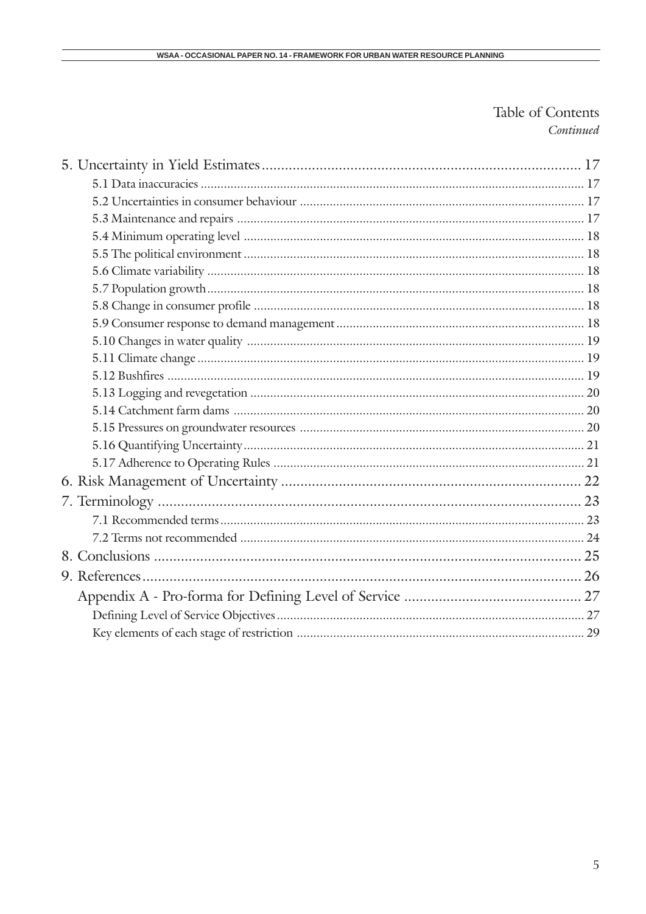Table of Contents
*Continued*

5. Uncertainty in Yield Estimates .................................................................................. 17
   - 5.1 Data inaccuracies .................................................................................................. 17
   - 5.2 Uncertainties in consumer behaviour ..................................................................... 17
   - 5.3 Maintenance and repairs ....................................................................................... 17
   - 5.4 Minimum operating level ...................................................................................... 18
   - 5.5 The political environment ..................................................................................... 18
   - 5.6 Climate variability ................................................................................................. 18
   - 5.7 Population growth ................................................................................................. 18
   - 5.8 Change in consumer profile ................................................................................... 18
   - 5.9 Consumer response to demand management .......................................................... 18
   - 5.10 Changes in water quality ..................................................................................... 19
   - 5.11 Climate change .................................................................................................... 19
   - 5.12 Bushfires ............................................................................................................. 19
   - 5.13 Logging and revegetation .................................................................................... 20
   - 5.14 Catchment farm dams ......................................................................................... 20
   - 5.15 Pressures on groundwater resources ..................................................................... 20
   - 5.16 Quantifying Uncertainty ...................................................................................... 21
   - 5.17 Adherence to Operating Rules ............................................................................. 21

6. Risk Management of Uncertainty ............................................................................... 22

7. Terminology ............................................................................................................... 23
   - 7.1 Recommended terms ............................................................................................. 23
   - 7.2 Terms not recommended ....................................................................................... 24

8. Conclusions ................................................................................................................ 25

9. References .................................................................................................................. 26

Appendix A - Pro-forma for Defining Level of Service ................................................ 27
   - Defining Level of Service Objectives ........................................................................... 27
   - Key elements of each stage of restriction .................................................................... 29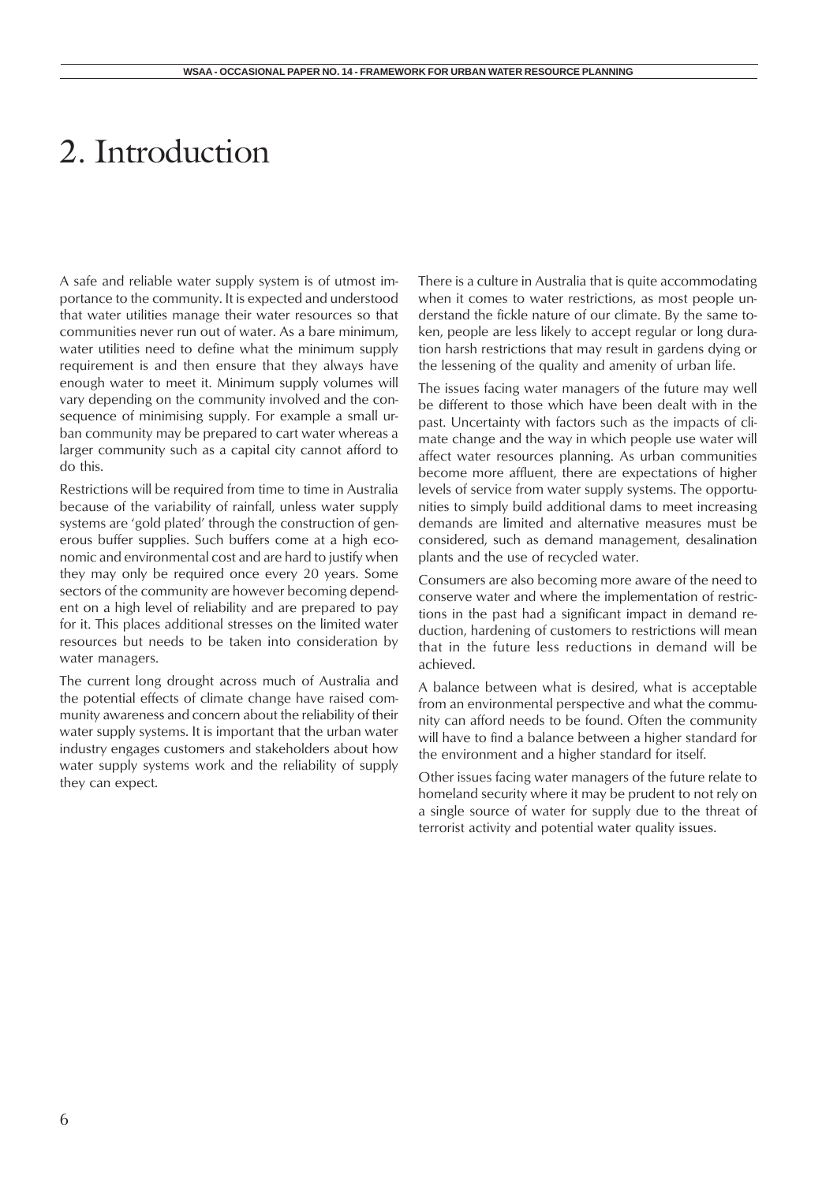# 2. Introduction

A safe and reliable water supply system is of utmost importance to the community. It is expected and understood that water utilities manage their water resources so that communities never run out of water. As a bare minimum, water utilities need to define what the minimum supply requirement is and then ensure that they always have enough water to meet it. Minimum supply volumes will vary depending on the community involved and the consequence of minimising supply. For example a small urban community may be prepared to cart water whereas a larger community such as a capital city cannot afford to do this.

Restrictions will be required from time to time in Australia because of the variability of rainfall, unless water supply systems are 'gold plated' through the construction of generous buffer supplies. Such buffers come at a high economic and environmental cost and are hard to justify when they may only be required once every 20 years. Some sectors of the community are however becoming dependent on a high level of reliability and are prepared to pay for it. This places additional stresses on the limited water resources but needs to be taken into consideration by water managers.

The current long drought across much of Australia and the potential effects of climate change have raised community awareness and concern about the reliability of their water supply systems. It is important that the urban water industry engages customers and stakeholders about how water supply systems work and the reliability of supply they can expect.

There is a culture in Australia that is quite accommodating when it comes to water restrictions, as most people understand the fickle nature of our climate. By the same token, people are less likely to accept regular or long duration harsh restrictions that may result in gardens dying or the lessening of the quality and amenity of urban life.

The issues facing water managers of the future may well be different to those which have been dealt with in the past. Uncertainty with factors such as the impacts of climate change and the way in which people use water will affect water resources planning. As urban communities become more affluent, there are expectations of higher levels of service from water supply systems. The opportunities to simply build additional dams to meet increasing demands are limited and alternative measures must be considered, such as demand management, desalination plants and the use of recycled water.

Consumers are also becoming more aware of the need to conserve water and where the implementation of restrictions in the past had a significant impact in demand reduction, hardening of customers to restrictions will mean that in the future less reductions in demand will be achieved.

A balance between what is desired, what is acceptable from an environmental perspective and what the community can afford needs to be found. Often the community will have to find a balance between a higher standard for the environment and a higher standard for itself.

Other issues facing water managers of the future relate to homeland security where it may be prudent to not rely on a single source of water for supply due to the threat of terrorist activity and potential water quality issues.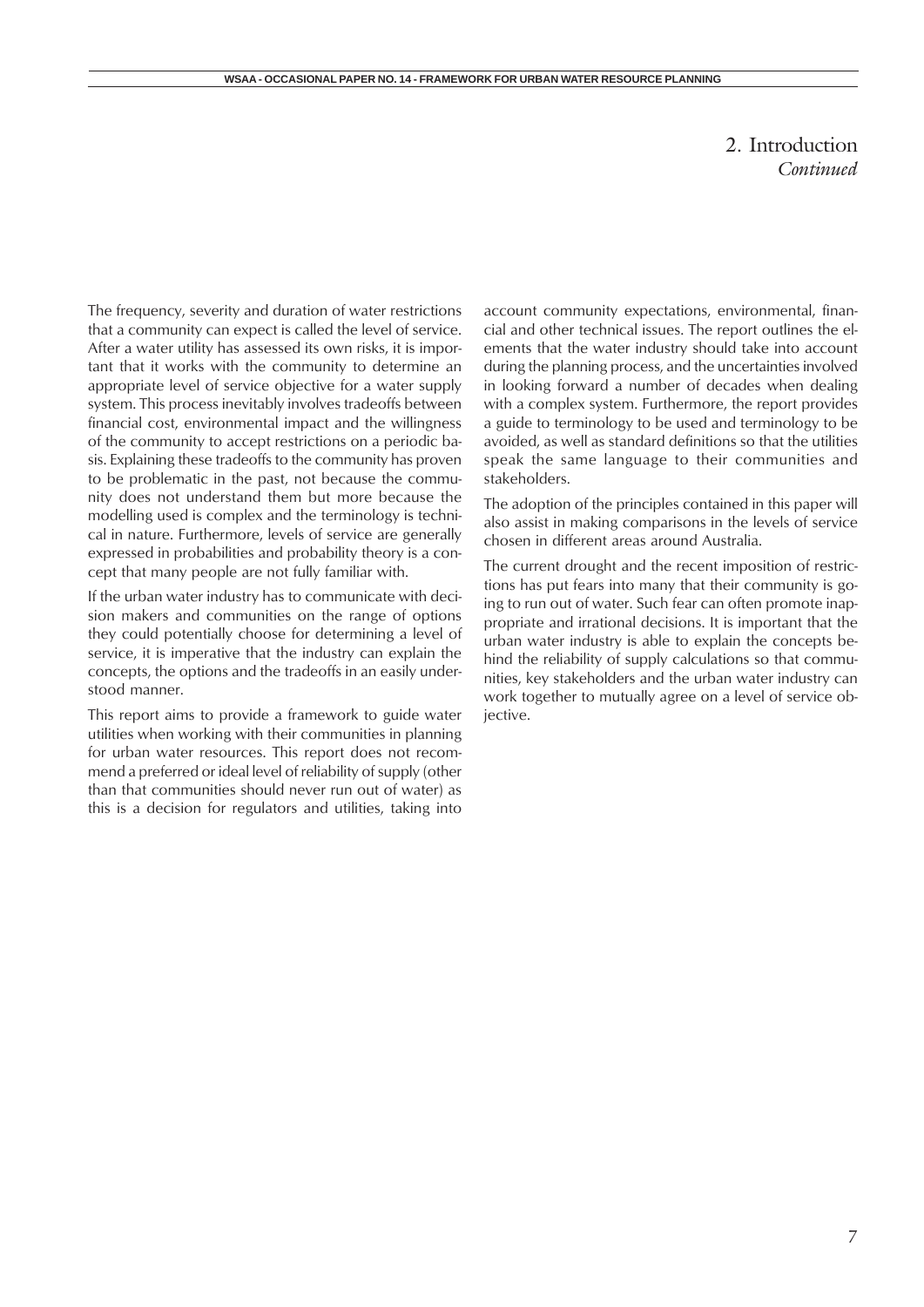## 2. Introduction
*Continued*

The frequency, severity and duration of water restrictions that a community can expect is called the level of service. After a water utility has assessed its own risks, it is important that it works with the community to determine an appropriate level of service objective for a water supply system. This process inevitably involves tradeoffs between financial cost, environmental impact and the willingness of the community to accept restrictions on a periodic basis. Explaining these tradeoffs to the community has proven to be problematic in the past, not because the community does not understand them but more because the modelling used is complex and the terminology is technical in nature. Furthermore, levels of service are generally expressed in probabilities and probability theory is a concept that many people are not fully familiar with.

If the urban water industry has to communicate with decision makers and communities on the range of options they could potentially choose for determining a level of service, it is imperative that the industry can explain the concepts, the options and the tradeoffs in an easily understood manner.

This report aims to provide a framework to guide water utilities when working with their communities in planning for urban water resources. This report does not recommend a preferred or ideal level of reliability of supply (other than that communities should never run out of water) as this is a decision for regulators and utilities, taking into account community expectations, environmental, financial and other technical issues. The report outlines the elements that the water industry should take into account during the planning process, and the uncertainties involved in looking forward a number of decades when dealing with a complex system. Furthermore, the report provides a guide to terminology to be used and terminology to be avoided, as well as standard definitions so that the utilities speak the same language to their communities and stakeholders.

The adoption of the principles contained in this paper will also assist in making comparisons in the levels of service chosen in different areas around Australia.

The current drought and the recent imposition of restrictions has put fears into many that their community is going to run out of water. Such fear can often promote inappropriate and irrational decisions. It is important that the urban water industry is able to explain the concepts behind the reliability of supply calculations so that communities, key stakeholders and the urban water industry can work together to mutually agree on a level of service objective.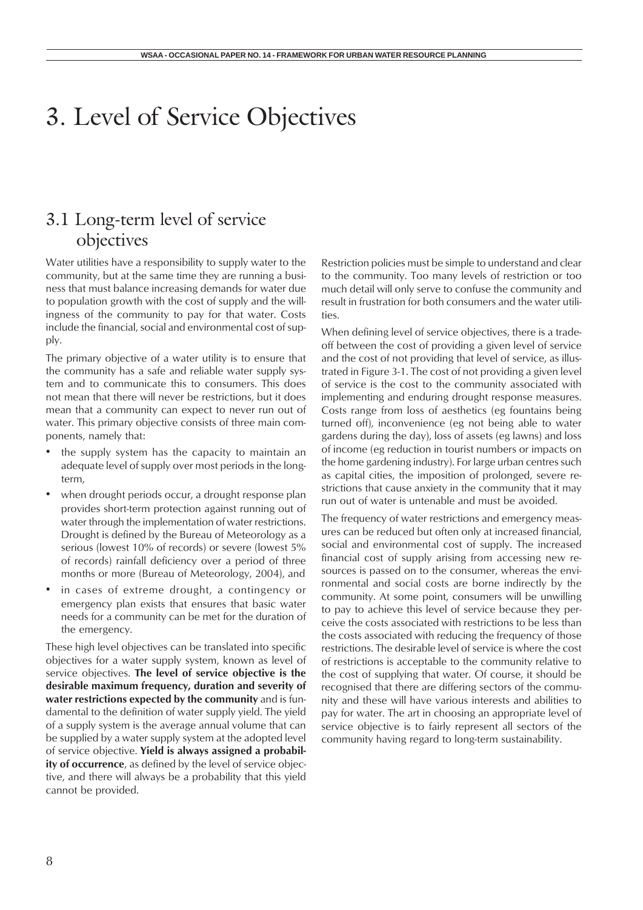# 3. Level of Service Objectives

## 3.1 Long-term level of service objectives

Water utilities have a responsibility to supply water to the community, but at the same time they are running a business that must balance increasing demands for water due to population growth with the cost of supply and the willingness of the community to pay for that water. Costs include the financial, social and environmental cost of supply.

The primary objective of a water utility is to ensure that the community has a safe and reliable water supply system and to communicate this to consumers. This does not mean that there will never be restrictions, but it does mean that a community can expect to never run out of water. This primary objective consists of three main components, namely that:

- the supply system has the capacity to maintain an adequate level of supply over most periods in the long-term,
- when drought periods occur, a drought response plan provides short-term protection against running out of water through the implementation of water restrictions. Drought is defined by the Bureau of Meteorology as a serious (lowest 10% of records) or severe (lowest 5% of records) rainfall deficiency over a period of three months or more (Bureau of Meteorology, 2004), and
- in cases of extreme drought, a contingency or emergency plan exists that ensures that basic water needs for a community can be met for the duration of the emergency.

These high level objectives can be translated into specific objectives for a water supply system, known as level of service objectives. **The level of service objective is the desirable maximum frequency, duration and severity of water restrictions expected by the community** and is fundamental to the definition of water supply yield. The yield of a supply system is the average annual volume that can be supplied by a water supply system at the adopted level of service objective. **Yield is always assigned a probability of occurrence**, as defined by the level of service objective, and there will always be a probability that this yield cannot be provided.

Restriction policies must be simple to understand and clear to the community. Too many levels of restriction or too much detail will only serve to confuse the community and result in frustration for both consumers and the water utilities.

When defining level of service objectives, there is a trade-off between the cost of providing a given level of service and the cost of not providing that level of service, as illustrated in Figure 3-1. The cost of not providing a given level of service is the cost to the community associated with implementing and enduring drought response measures. Costs range from loss of aesthetics (eg fountains being turned off), inconvenience (eg not being able to water gardens during the day), loss of assets (eg lawns) and loss of income (eg reduction in tourist numbers or impacts on the home gardening industry). For large urban centres such as capital cities, the imposition of prolonged, severe restrictions that cause anxiety in the community that it may run out of water is untenable and must be avoided.

The frequency of water restrictions and emergency measures can be reduced but often only at increased financial, social and environmental cost of supply. The increased financial cost of supply arising from accessing new resources is passed on to the consumer, whereas the environmental and social costs are borne indirectly by the community. At some point, consumers will be unwilling to pay to achieve this level of service because they perceive the costs associated with restrictions to be less than the costs associated with reducing the frequency of those restrictions. The desirable level of service is where the cost of restrictions is acceptable to the community relative to the cost of supplying that water. Of course, it should be recognised that there are differing sectors of the community and these will have various interests and abilities to pay for water. The art in choosing an appropriate level of service objective is to fairly represent all sectors of the community having regard to long-term sustainability.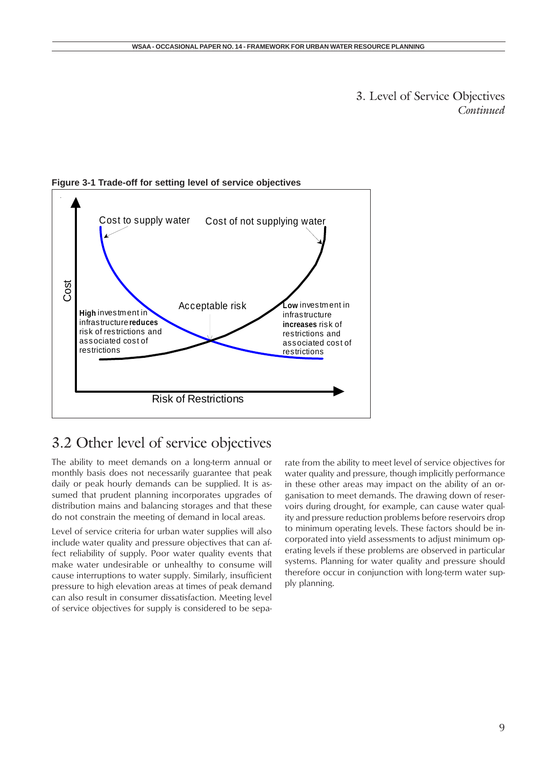# 3. Level of Service Objectives *Continued*

**Figure 3-1 Trade-off for setting level of service objectives**

## 3.2 Other level of service objectives

The ability to meet demands on a long-term annual or monthly basis does not necessarily guarantee that peak daily or peak hourly demands can be supplied. It is assumed that prudent planning incorporates upgrades of distribution mains and balancing storages and that these do not constrain the meeting of demand in local areas.

Level of service criteria for urban water supplies will also include water quality and pressure objectives that can affect reliability of supply. Poor water quality events that make water undesirable or unhealthy to consume will cause interruptions to water supply. Similarly, insufficient pressure to high elevation areas at times of peak demand can also result in consumer dissatisfaction. Meeting level of service objectives for supply is considered to be separate from the ability to meet level of service objectives for water quality and pressure, though implicitly performance in these other areas may impact on the ability of an organisation to meet demands. The drawing down of reservoirs during drought, for example, can cause water quality and pressure reduction problems before reservoirs drop to minimum operating levels. These factors should be incorporated into yield assessments to adjust minimum operating levels if these problems are observed in particular systems. Planning for water quality and pressure should therefore occur in conjunction with long-term water supply planning.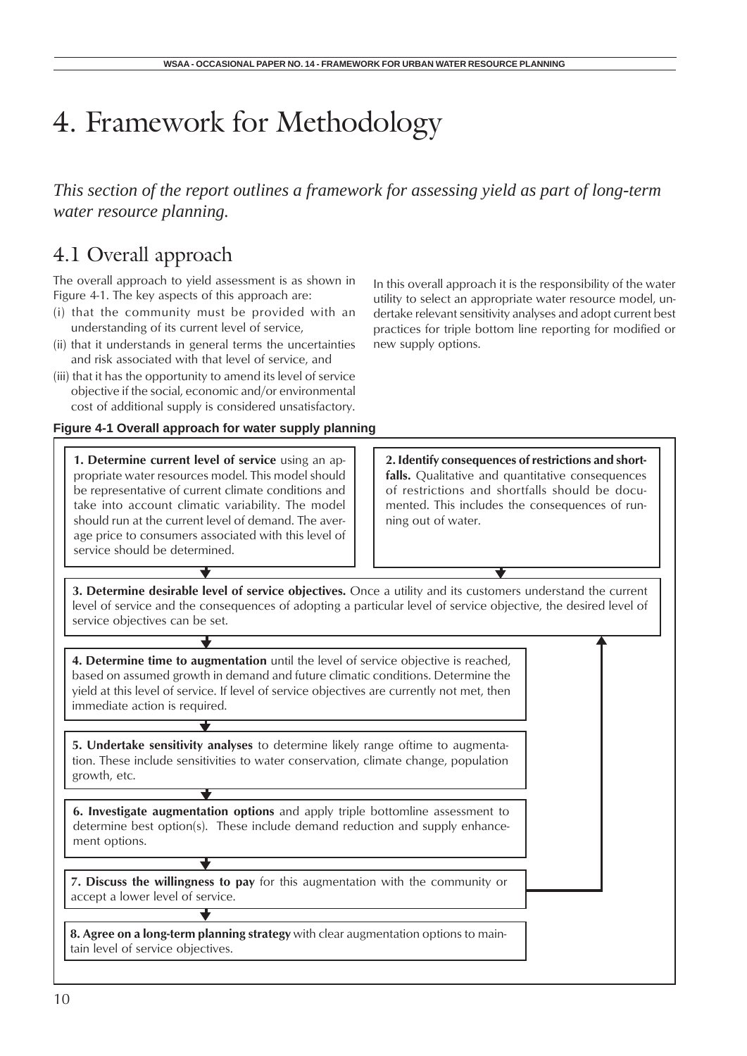# 4. Framework for Methodology

*This section of the report outlines a framework for assessing yield as part of long-term water resource planning.*

## 4.1 Overall approach

The overall approach to yield assessment is as shown in Figure 4-1. The key aspects of this approach are:

(i) that the community must be provided with an understanding of its current level of service,

(ii) that it understands in general terms the uncertainties and risk associated with that level of service, and

(iii) that it has the opportunity to amend its level of service objective if the social, economic and/or environmental cost of additional supply is considered unsatisfactory.

In this overall approach it is the responsibility of the water utility to select an appropriate water resource model, undertake relevant sensitivity analyses and adopt current best practices for triple bottom line reporting for modified or new supply options.

**Figure 4-1 Overall approach for water supply planning**

**1. Determine current level of service** using an appropriate water resources model. This model should be representative of current climate conditions and take into account climatic variability. The model should run at the current level of demand. The average price to consumers associated with this level of service should be determined.

**2. Identify consequences of restrictions and shortfalls.** Qualitative and quantitative consequences of restrictions and shortfalls should be documented. This includes the consequences of running out of water.

**3. Determine desirable level of service objectives.** Once a utility and its customers understand the current level of service and the consequences of adopting a particular level of service objective, the desired level of service objectives can be set.

**4. Determine time to augmentation** until the level of service objective is reached, based on assumed growth in demand and future climatic conditions. Determine the yield at this level of service. If level of service objectives are currently not met, then immediate action is required.

**5. Undertake sensitivity analyses** to determine likely range oftime to augmentation. These include sensitivities to water conservation, climate change, population growth, etc.

**6. Investigate augmentation options** and apply triple bottomline assessment to determine best option(s). These include demand reduction and supply enhancement options.

**7. Discuss the willingness to pay** for this augmentation with the community or accept a lower level of service.

**8. Agree on a long-term planning strategy** with clear augmentation options to maintain level of service objectives.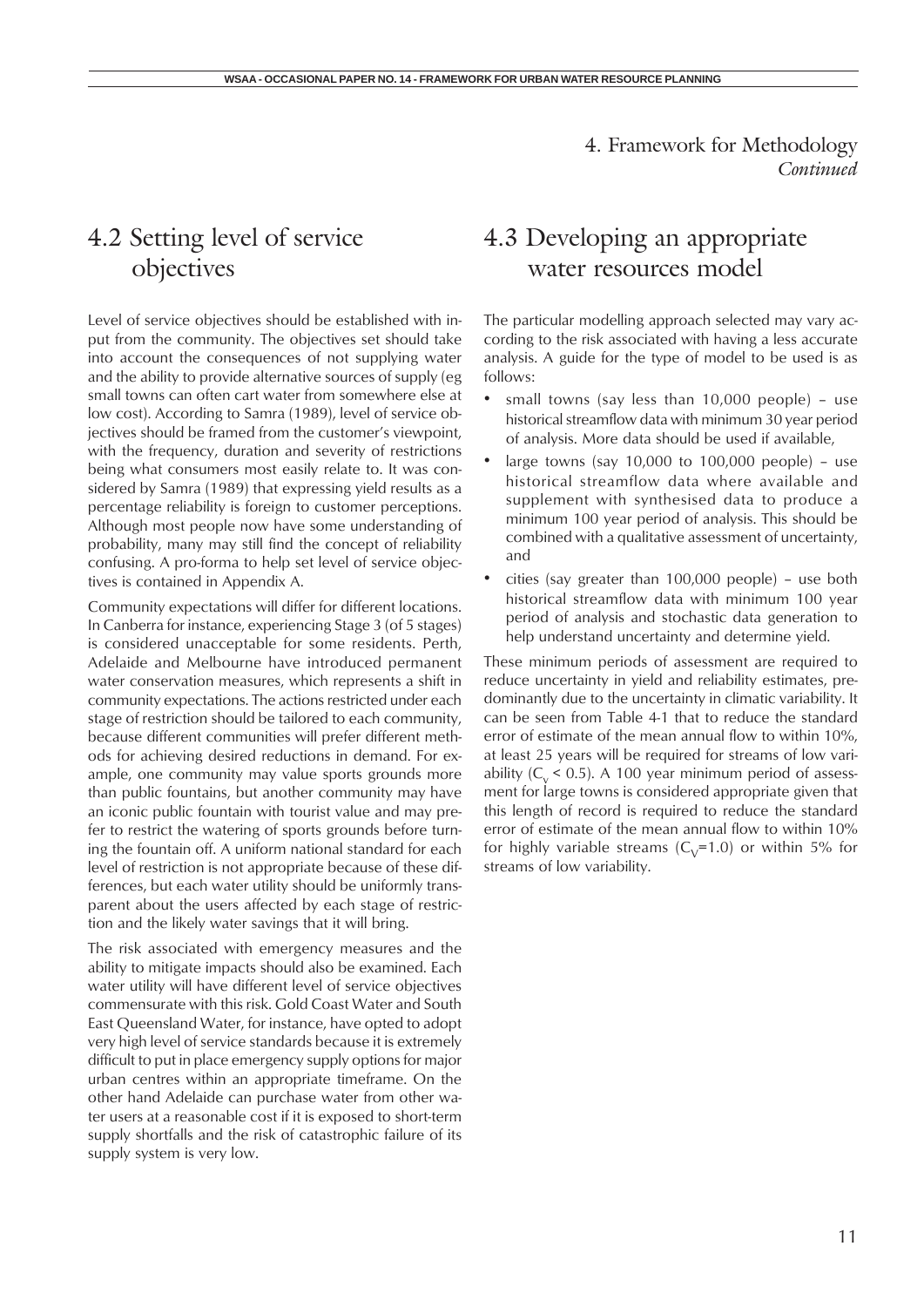# 4. Framework for Methodology *Continued*

## 4.2 Setting level of service objectives

Level of service objectives should be established with input from the community. The objectives set should take into account the consequences of not supplying water and the ability to provide alternative sources of supply (eg small towns can often cart water from somewhere else at low cost). According to Samra (1989), level of service objectives should be framed from the customer's viewpoint, with the frequency, duration and severity of restrictions being what consumers most easily relate to. It was considered by Samra (1989) that expressing yield results as a percentage reliability is foreign to customer perceptions. Although most people now have some understanding of probability, many may still find the concept of reliability confusing. A pro-forma to help set level of service objectives is contained in Appendix A.

Community expectations will differ for different locations. In Canberra for instance, experiencing Stage 3 (of 5 stages) is considered unacceptable for some residents. Perth, Adelaide and Melbourne have introduced permanent water conservation measures, which represents a shift in community expectations. The actions restricted under each stage of restriction should be tailored to each community, because different communities will prefer different methods for achieving desired reductions in demand. For example, one community may value sports grounds more than public fountains, but another community may have an iconic public fountain with tourist value and may prefer to restrict the watering of sports grounds before turning the fountain off. A uniform national standard for each level of restriction is not appropriate because of these differences, but each water utility should be uniformly transparent about the users affected by each stage of restriction and the likely water savings that it will bring.

The risk associated with emergency measures and the ability to mitigate impacts should also be examined. Each water utility will have different level of service objectives commensurate with this risk. Gold Coast Water and South East Queensland Water, for instance, have opted to adopt very high level of service standards because it is extremely difficult to put in place emergency supply options for major urban centres within an appropriate timeframe. On the other hand Adelaide can purchase water from other water users at a reasonable cost if it is exposed to short-term supply shortfalls and the risk of catastrophic failure of its supply system is very low.

## 4.3 Developing an appropriate water resources model

The particular modelling approach selected may vary according to the risk associated with having a less accurate analysis. A guide for the type of model to be used is as follows:

- small towns (say less than 10,000 people) – use historical streamflow data with minimum 30 year period of analysis. More data should be used if available,
- large towns (say 10,000 to 100,000 people) – use historical streamflow data where available and supplement with synthesised data to produce a minimum 100 year period of analysis. This should be combined with a qualitative assessment of uncertainty, and
- cities (say greater than 100,000 people) – use both historical streamflow data with minimum 100 year period of analysis and stochastic data generation to help understand uncertainty and determine yield.

These minimum periods of assessment are required to reduce uncertainty in yield and reliability estimates, predominantly due to the uncertainty in climatic variability. It can be seen from Table 4-1 that to reduce the standard error of estimate of the mean annual flow to within 10%, at least 25 years will be required for streams of low variability ($C_v < 0.5$). A 100 year minimum period of assessment for large towns is considered appropriate given that this length of record is required to reduce the standard error of estimate of the mean annual flow to within 10% for highly variable streams ($C_V$=1.0) or within 5% for streams of low variability.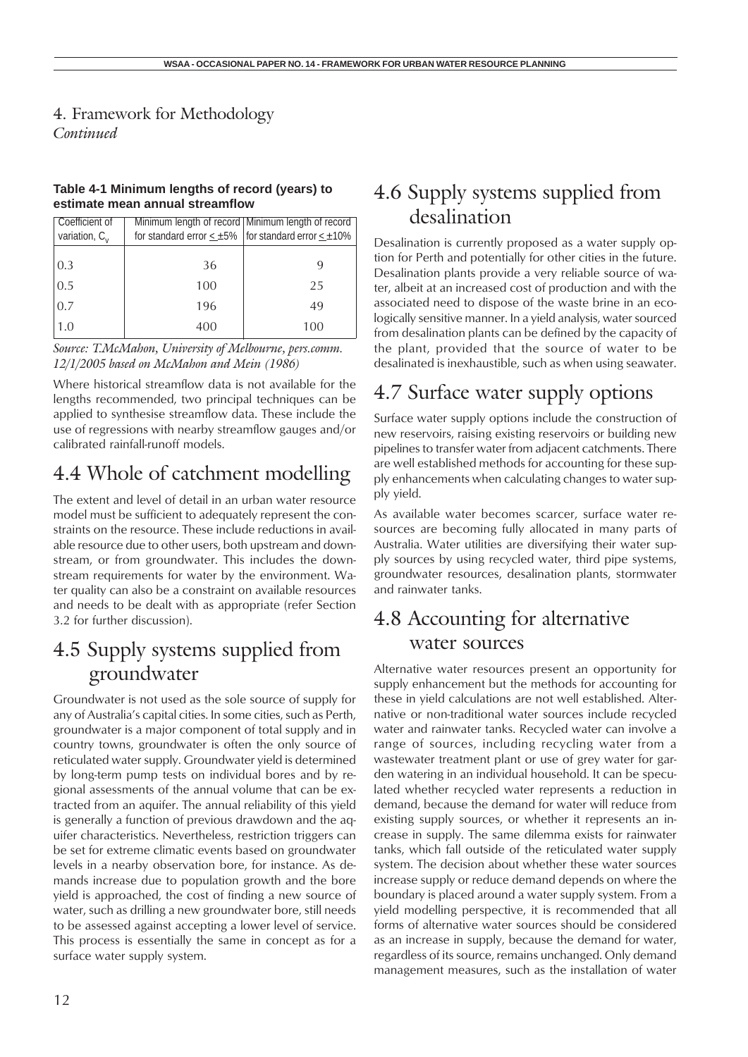# 4. Framework for Methodology

*Continued*

**Table 4-1 Minimum lengths of record (years) to estimate mean annual streamflow**

| Coefficient of variation, $C_v$ | Minimum length of record for standard error $\leq \pm 5\%$ | Minimum length of record for standard error $\leq \pm 10\%$ |
|---|---|---|
| 0.3 | 36 | 9 |
| 0.5 | 100 | 25 |
| 0.7 | 196 | 49 |
| 1.0 | 400 | 100 |

*Source: T.McMahon, University of Melbourne, pers.comm. 12/1/2005 based on McMahon and Mein (1986)*

Where historical streamflow data is not available for the lengths recommended, two principal techniques can be applied to synthesise streamflow data. These include the use of regressions with nearby streamflow gauges and/or calibrated rainfall-runoff models.

## 4.4 Whole of catchment modelling

The extent and level of detail in an urban water resource model must be sufficient to adequately represent the constraints on the resource. These include reductions in available resource due to other users, both upstream and downstream, or from groundwater. This includes the downstream requirements for water by the environment. Water quality can also be a constraint on available resources and needs to be dealt with as appropriate (refer Section 3.2 for further discussion).

## 4.5 Supply systems supplied from groundwater

Groundwater is not used as the sole source of supply for any of Australia's capital cities. In some cities, such as Perth, groundwater is a major component of total supply and in country towns, groundwater is often the only source of reticulated water supply. Groundwater yield is determined by long-term pump tests on individual bores and by regional assessments of the annual volume that can be extracted from an aquifer. The annual reliability of this yield is generally a function of previous drawdown and the aquifer characteristics. Nevertheless, restriction triggers can be set for extreme climatic events based on groundwater levels in a nearby observation bore, for instance. As demands increase due to population growth and the bore yield is approached, the cost of finding a new source of water, such as drilling a new groundwater bore, still needs to be assessed against accepting a lower level of service. This process is essentially the same in concept as for a surface water supply system.

## 4.6 Supply systems supplied from desalination

Desalination is currently proposed as a water supply option for Perth and potentially for other cities in the future. Desalination plants provide a very reliable source of water, albeit at an increased cost of production and with the associated need to dispose of the waste brine in an ecologically sensitive manner. In a yield analysis, water sourced from desalination plants can be defined by the capacity of the plant, provided that the source of water to be desalinated is inexhaustible, such as when using seawater.

## 4.7 Surface water supply options

Surface water supply options include the construction of new reservoirs, raising existing reservoirs or building new pipelines to transfer water from adjacent catchments. There are well established methods for accounting for these supply enhancements when calculating changes to water supply yield.

As available water becomes scarcer, surface water resources are becoming fully allocated in many parts of Australia. Water utilities are diversifying their water supply sources by using recycled water, third pipe systems, groundwater resources, desalination plants, stormwater and rainwater tanks.

## 4.8 Accounting for alternative water sources

Alternative water resources present an opportunity for supply enhancement but the methods for accounting for these in yield calculations are not well established. Alternative or non-traditional water sources include recycled water and rainwater tanks. Recycled water can involve a range of sources, including recycling water from a wastewater treatment plant or use of grey water for garden watering in an individual household. It can be speculated whether recycled water represents a reduction in demand, because the demand for water will reduce from existing supply sources, or whether it represents an increase in supply. The same dilemma exists for rainwater tanks, which fall outside of the reticulated water supply system. The decision about whether these water sources increase supply or reduce demand depends on where the boundary is placed around a water supply system. From a yield modelling perspective, it is recommended that all forms of alternative water sources should be considered as an increase in supply, because the demand for water, regardless of its source, remains unchanged. Only demand management measures, such as the installation of water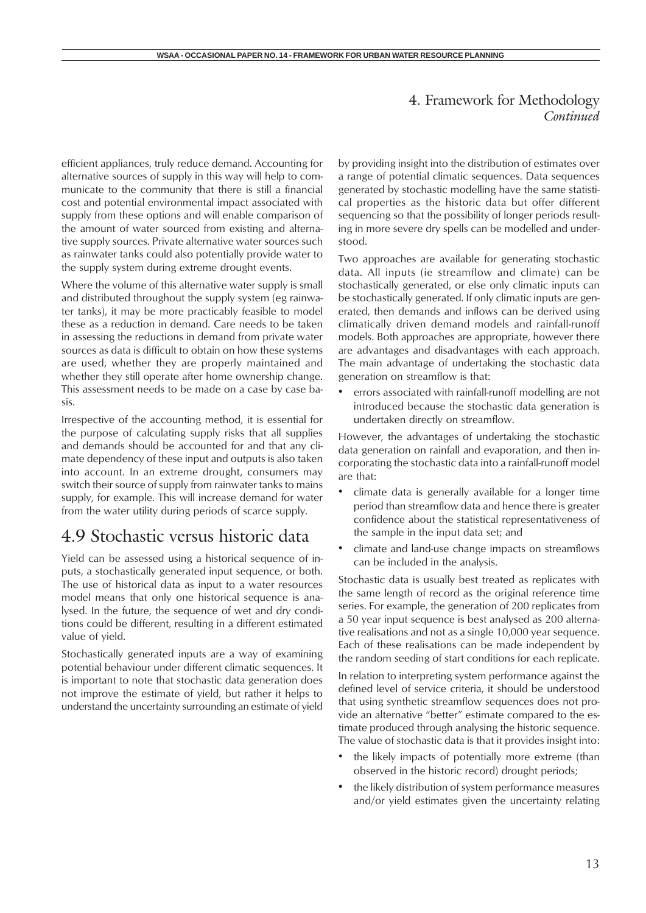efficient appliances, truly reduce demand. Accounting for alternative sources of supply in this way will help to communicate to the community that there is still a financial cost and potential environmental impact associated with supply from these options and will enable comparison of the amount of water sourced from existing and alternative supply sources. Private alternative water sources such as rainwater tanks could also potentially provide water to the supply system during extreme drought events.

Where the volume of this alternative water supply is small and distributed throughout the supply system (eg rainwater tanks), it may be more practicably feasible to model these as a reduction in demand. Care needs to be taken in assessing the reductions in demand from private water sources as data is difficult to obtain on how these systems are used, whether they are properly maintained and whether they still operate after home ownership change. This assessment needs to be made on a case by case basis.

Irrespective of the accounting method, it is essential for the purpose of calculating supply risks that all supplies and demands should be accounted for and that any climate dependency of these input and outputs is also taken into account. In an extreme drought, consumers may switch their source of supply from rainwater tanks to mains supply, for example. This will increase demand for water from the water utility during periods of scarce supply.

## 4.9 Stochastic versus historic data

Yield can be assessed using a historical sequence of inputs, a stochastically generated input sequence, or both. The use of historical data as input to a water resources model means that only one historical sequence is analysed. In the future, the sequence of wet and dry conditions could be different, resulting in a different estimated value of yield.

Stochastically generated inputs are a way of examining potential behaviour under different climatic sequences. It is important to note that stochastic data generation does not improve the estimate of yield, but rather it helps to understand the uncertainty surrounding an estimate of yield by providing insight into the distribution of estimates over a range of potential climatic sequences. Data sequences generated by stochastic modelling have the same statistical properties as the historic data but offer different sequencing so that the possibility of longer periods resulting in more severe dry spells can be modelled and understood.

Two approaches are available for generating stochastic data. All inputs (ie streamflow and climate) can be stochastically generated, or else only climatic inputs can be stochastically generated. If only climatic inputs are generated, then demands and inflows can be derived using climatically driven demand models and rainfall-runoff models. Both approaches are appropriate, however there are advantages and disadvantages with each approach. The main advantage of undertaking the stochastic data generation on streamflow is that:

- errors associated with rainfall-runoff modelling are not introduced because the stochastic data generation is undertaken directly on streamflow.

However, the advantages of undertaking the stochastic data generation on rainfall and evaporation, and then incorporating the stochastic data into a rainfall-runoff model are that:

- climate data is generally available for a longer time period than streamflow data and hence there is greater confidence about the statistical representativeness of the sample in the input data set; and
- climate and land-use change impacts on streamflows can be included in the analysis.

Stochastic data is usually best treated as replicates with the same length of record as the original reference time series. For example, the generation of 200 replicates from a 50 year input sequence is best analysed as 200 alternative realisations and not as a single 10,000 year sequence. Each of these realisations can be made independent by the random seeding of start conditions for each replicate.

In relation to interpreting system performance against the defined level of service criteria, it should be understood that using synthetic streamflow sequences does not provide an alternative "better" estimate compared to the estimate produced through analysing the historic sequence. The value of stochastic data is that it provides insight into:

- the likely impacts of potentially more extreme (than observed in the historic record) drought periods;
- the likely distribution of system performance measures and/or yield estimates given the uncertainty relating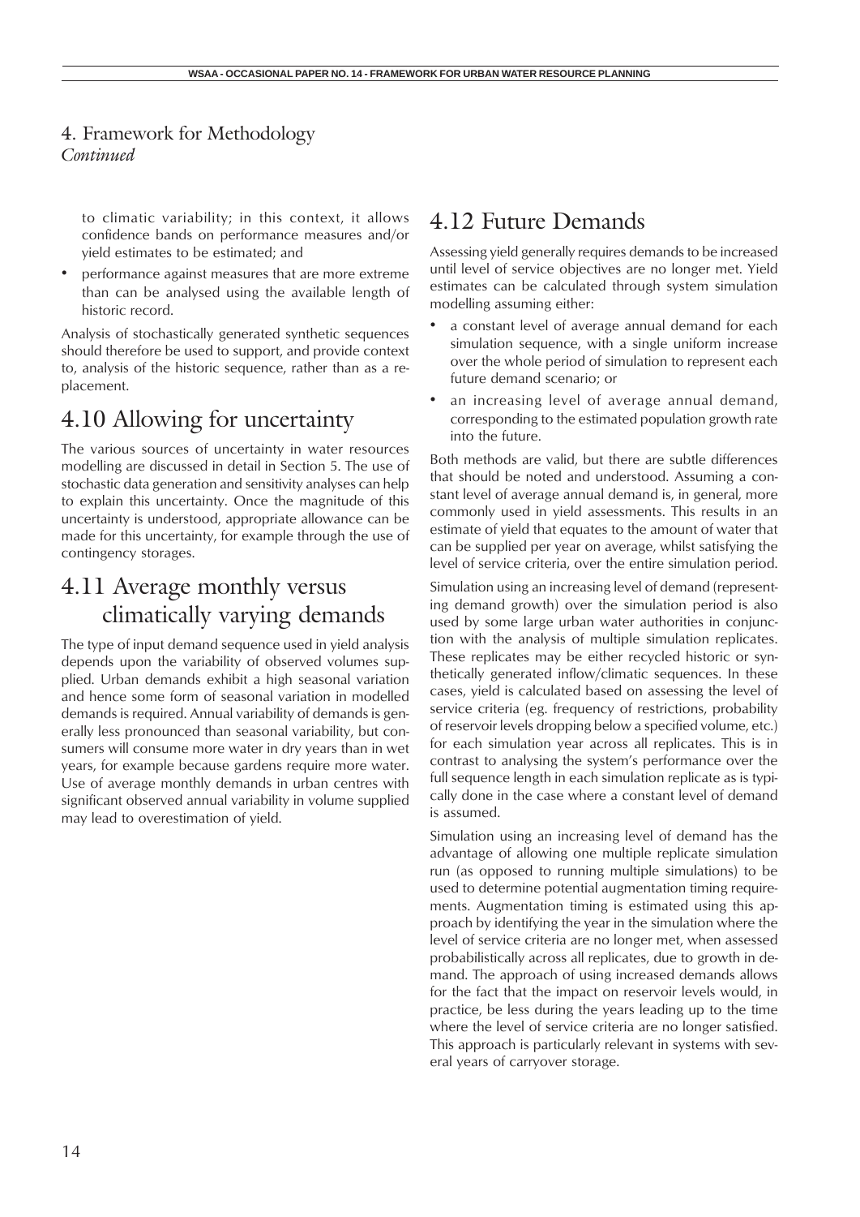to climatic variability; in this context, it allows confidence bands on performance measures and/or yield estimates to be estimated; and

- performance against measures that are more extreme than can be analysed using the available length of historic record.

Analysis of stochastically generated synthetic sequences should therefore be used to support, and provide context to, analysis of the historic sequence, rather than as a replacement.

## 4.10 Allowing for uncertainty

The various sources of uncertainty in water resources modelling are discussed in detail in Section 5. The use of stochastic data generation and sensitivity analyses can help to explain this uncertainty. Once the magnitude of this uncertainty is understood, appropriate allowance can be made for this uncertainty, for example through the use of contingency storages.

## 4.11 Average monthly versus climatically varying demands

The type of input demand sequence used in yield analysis depends upon the variability of observed volumes supplied. Urban demands exhibit a high seasonal variation and hence some form of seasonal variation in modelled demands is required. Annual variability of demands is generally less pronounced than seasonal variability, but consumers will consume more water in dry years than in wet years, for example because gardens require more water. Use of average monthly demands in urban centres with significant observed annual variability in volume supplied may lead to overestimation of yield.

## 4.12 Future Demands

Assessing yield generally requires demands to be increased until level of service objectives are no longer met. Yield estimates can be calculated through system simulation modelling assuming either:

- a constant level of average annual demand for each simulation sequence, with a single uniform increase over the whole period of simulation to represent each future demand scenario; or
- an increasing level of average annual demand, corresponding to the estimated population growth rate into the future.

Both methods are valid, but there are subtle differences that should be noted and understood. Assuming a constant level of average annual demand is, in general, more commonly used in yield assessments. This results in an estimate of yield that equates to the amount of water that can be supplied per year on average, whilst satisfying the level of service criteria, over the entire simulation period.

Simulation using an increasing level of demand (representing demand growth) over the simulation period is also used by some large urban water authorities in conjunction with the analysis of multiple simulation replicates. These replicates may be either recycled historic or synthetically generated inflow/climatic sequences. In these cases, yield is calculated based on assessing the level of service criteria (eg. frequency of restrictions, probability of reservoir levels dropping below a specified volume, etc.) for each simulation year across all replicates. This is in contrast to analysing the system's performance over the full sequence length in each simulation replicate as is typically done in the case where a constant level of demand is assumed.

Simulation using an increasing level of demand has the advantage of allowing one multiple replicate simulation run (as opposed to running multiple simulations) to be used to determine potential augmentation timing requirements. Augmentation timing is estimated using this approach by identifying the year in the simulation where the level of service criteria are no longer met, when assessed probabilistically across all replicates, due to growth in demand. The approach of using increased demands allows for the fact that the impact on reservoir levels would, in practice, be less during the years leading up to the time where the level of service criteria are no longer satisfied. This approach is particularly relevant in systems with several years of carryover storage.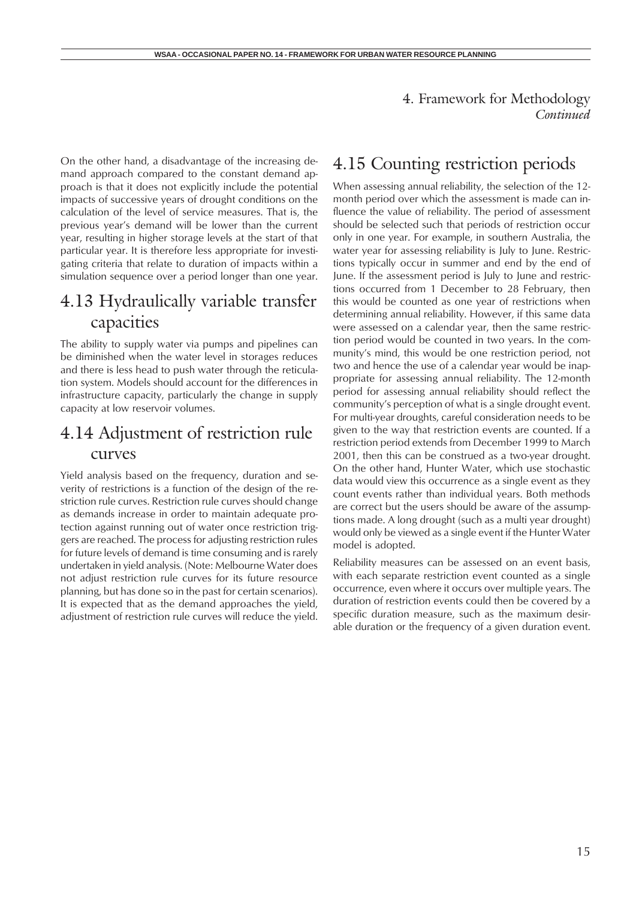On the other hand, a disadvantage of the increasing demand approach compared to the constant demand approach is that it does not explicitly include the potential impacts of successive years of drought conditions on the calculation of the level of service measures. That is, the previous year's demand will be lower than the current year, resulting in higher storage levels at the start of that particular year. It is therefore less appropriate for investigating criteria that relate to duration of impacts within a simulation sequence over a period longer than one year.

## 4.13 Hydraulically variable transfer capacities

The ability to supply water via pumps and pipelines can be diminished when the water level in storages reduces and there is less head to push water through the reticulation system. Models should account for the differences in infrastructure capacity, particularly the change in supply capacity at low reservoir volumes.

## 4.14 Adjustment of restriction rule curves

Yield analysis based on the frequency, duration and severity of restrictions is a function of the design of the restriction rule curves. Restriction rule curves should change as demands increase in order to maintain adequate protection against running out of water once restriction triggers are reached. The process for adjusting restriction rules for future levels of demand is time consuming and is rarely undertaken in yield analysis. (Note: Melbourne Water does not adjust restriction rule curves for its future resource planning, but has done so in the past for certain scenarios). It is expected that as the demand approaches the yield, adjustment of restriction rule curves will reduce the yield.

## 4.15 Counting restriction periods

When assessing annual reliability, the selection of the 12-month period over which the assessment is made can influence the value of reliability. The period of assessment should be selected such that periods of restriction occur only in one year. For example, in southern Australia, the water year for assessing reliability is July to June. Restrictions typically occur in summer and end by the end of June. If the assessment period is July to June and restrictions occurred from 1 December to 28 February, then this would be counted as one year of restrictions when determining annual reliability. However, if this same data were assessed on a calendar year, then the same restriction period would be counted in two years. In the community's mind, this would be one restriction period, not two and hence the use of a calendar year would be inappropriate for assessing annual reliability. The 12-month period for assessing annual reliability should reflect the community's perception of what is a single drought event. For multi-year droughts, careful consideration needs to be given to the way that restriction events are counted. If a restriction period extends from December 1999 to March 2001, then this can be construed as a two-year drought. On the other hand, Hunter Water, which use stochastic data would view this occurrence as a single event as they count events rather than individual years. Both methods are correct but the users should be aware of the assumptions made. A long drought (such as a multi year drought) would only be viewed as a single event if the Hunter Water model is adopted.

Reliability measures can be assessed on an event basis, with each separate restriction event counted as a single occurrence, even where it occurs over multiple years. The duration of restriction events could then be covered by a specific duration measure, such as the maximum desirable duration or the frequency of a given duration event.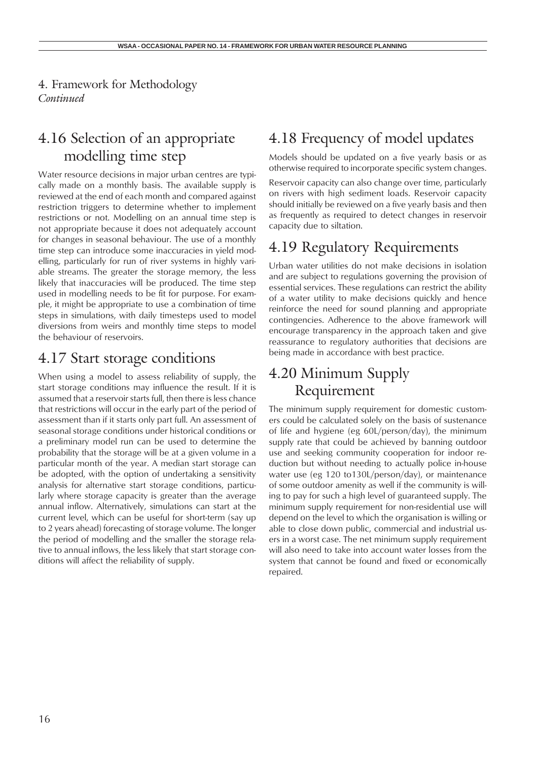## 4. Framework for Methodology

*Continued*

## 4.16 Selection of an appropriate modelling time step

Water resource decisions in major urban centres are typically made on a monthly basis. The available supply is reviewed at the end of each month and compared against restriction triggers to determine whether to implement restrictions or not. Modelling on an annual time step is not appropriate because it does not adequately account for changes in seasonal behaviour. The use of a monthly time step can introduce some inaccuracies in yield modelling, particularly for run of river systems in highly variable streams. The greater the storage memory, the less likely that inaccuracies will be produced. The time step used in modelling needs to be fit for purpose. For example, it might be appropriate to use a combination of time steps in simulations, with daily timesteps used to model diversions from weirs and monthly time steps to model the behaviour of reservoirs.

## 4.17 Start storage conditions

When using a model to assess reliability of supply, the start storage conditions may influence the result. If it is assumed that a reservoir starts full, then there is less chance that restrictions will occur in the early part of the period of assessment than if it starts only part full. An assessment of seasonal storage conditions under historical conditions or a preliminary model run can be used to determine the probability that the storage will be at a given volume in a particular month of the year. A median start storage can be adopted, with the option of undertaking a sensitivity analysis for alternative start storage conditions, particularly where storage capacity is greater than the average annual inflow. Alternatively, simulations can start at the current level, which can be useful for short-term (say up to 2 years ahead) forecasting of storage volume. The longer the period of modelling and the smaller the storage relative to annual inflows, the less likely that start storage conditions will affect the reliability of supply.

## 4.18 Frequency of model updates

Models should be updated on a five yearly basis or as otherwise required to incorporate specific system changes.

Reservoir capacity can also change over time, particularly on rivers with high sediment loads. Reservoir capacity should initially be reviewed on a five yearly basis and then as frequently as required to detect changes in reservoir capacity due to siltation.

## 4.19 Regulatory Requirements

Urban water utilities do not make decisions in isolation and are subject to regulations governing the provision of essential services. These regulations can restrict the ability of a water utility to make decisions quickly and hence reinforce the need for sound planning and appropriate contingencies. Adherence to the above framework will encourage transparency in the approach taken and give reassurance to regulatory authorities that decisions are being made in accordance with best practice.

## 4.20 Minimum Supply Requirement

The minimum supply requirement for domestic customers could be calculated solely on the basis of sustenance of life and hygiene (eg 60L/person/day), the minimum supply rate that could be achieved by banning outdoor use and seeking community cooperation for indoor reduction but without needing to actually police in-house water use (eg 120 to130L/person/day), or maintenance of some outdoor amenity as well if the community is willing to pay for such a high level of guaranteed supply. The minimum supply requirement for non-residential use will depend on the level to which the organisation is willing or able to close down public, commercial and industrial users in a worst case. The net minimum supply requirement will also need to take into account water losses from the system that cannot be found and fixed or economically repaired.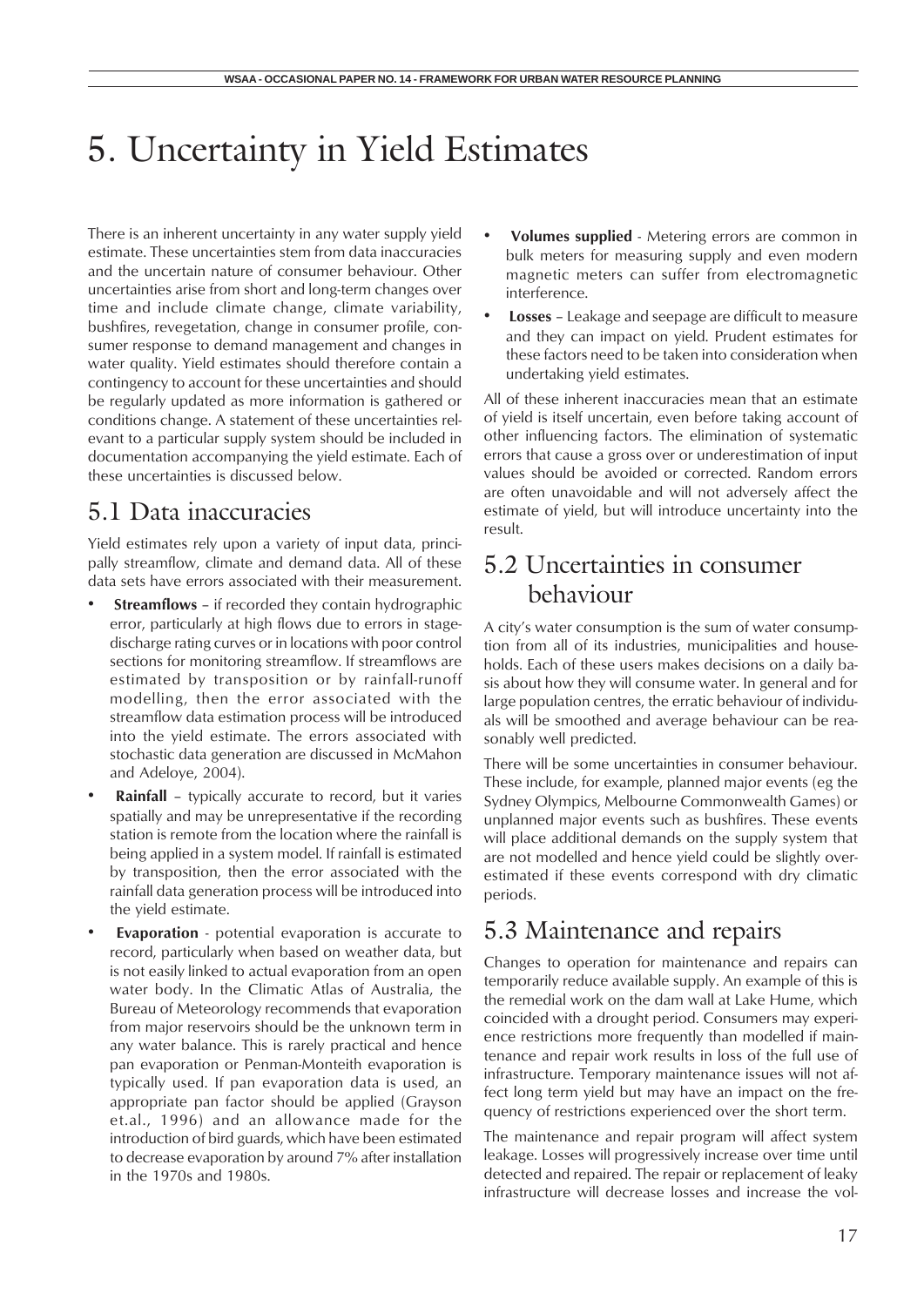# 5. Uncertainty in Yield Estimates

There is an inherent uncertainty in any water supply yield estimate. These uncertainties stem from data inaccuracies and the uncertain nature of consumer behaviour. Other uncertainties arise from short and long-term changes over time and include climate change, climate variability, bushfires, revegetation, change in consumer profile, consumer response to demand management and changes in water quality. Yield estimates should therefore contain a contingency to account for these uncertainties and should be regularly updated as more information is gathered or conditions change. A statement of these uncertainties relevant to a particular supply system should be included in documentation accompanying the yield estimate. Each of these uncertainties is discussed below.

## 5.1 Data inaccuracies

Yield estimates rely upon a variety of input data, principally streamflow, climate and demand data. All of these data sets have errors associated with their measurement.

- **Streamflows** – if recorded they contain hydrographic error, particularly at high flows due to errors in stage-discharge rating curves or in locations with poor control sections for monitoring streamflow. If streamflows are estimated by transposition or by rainfall-runoff modelling, then the error associated with the streamflow data estimation process will be introduced into the yield estimate. The errors associated with stochastic data generation are discussed in McMahon and Adeloye, 2004).
- **Rainfall** – typically accurate to record, but it varies spatially and may be unrepresentative if the recording station is remote from the location where the rainfall is being applied in a system model. If rainfall is estimated by transposition, then the error associated with the rainfall data generation process will be introduced into the yield estimate.
- **Evaporation** - potential evaporation is accurate to record, particularly when based on weather data, but is not easily linked to actual evaporation from an open water body. In the Climatic Atlas of Australia, the Bureau of Meteorology recommends that evaporation from major reservoirs should be the unknown term in any water balance. This is rarely practical and hence pan evaporation or Penman-Monteith evaporation is typically used. If pan evaporation data is used, an appropriate pan factor should be applied (Grayson et.al., 1996) and an allowance made for the introduction of bird guards, which have been estimated to decrease evaporation by around 7% after installation in the 1970s and 1980s.
- **Volumes supplied** - Metering errors are common in bulk meters for measuring supply and even modern magnetic meters can suffer from electromagnetic interference.
- **Losses** – Leakage and seepage are difficult to measure and they can impact on yield. Prudent estimates for these factors need to be taken into consideration when undertaking yield estimates.

All of these inherent inaccuracies mean that an estimate of yield is itself uncertain, even before taking account of other influencing factors. The elimination of systematic errors that cause a gross over or underestimation of input values should be avoided or corrected. Random errors are often unavoidable and will not adversely affect the estimate of yield, but will introduce uncertainty into the result.

## 5.2 Uncertainties in consumer behaviour

A city's water consumption is the sum of water consumption from all of its industries, municipalities and households. Each of these users makes decisions on a daily basis about how they will consume water. In general and for large population centres, the erratic behaviour of individuals will be smoothed and average behaviour can be reasonably well predicted.

There will be some uncertainties in consumer behaviour. These include, for example, planned major events (eg the Sydney Olympics, Melbourne Commonwealth Games) or unplanned major events such as bushfires. These events will place additional demands on the supply system that are not modelled and hence yield could be slightly overestimated if these events correspond with dry climatic periods.

## 5.3 Maintenance and repairs

Changes to operation for maintenance and repairs can temporarily reduce available supply. An example of this is the remedial work on the dam wall at Lake Hume, which coincided with a drought period. Consumers may experience restrictions more frequently than modelled if maintenance and repair work results in loss of the full use of infrastructure. Temporary maintenance issues will not affect long term yield but may have an impact on the frequency of restrictions experienced over the short term.

The maintenance and repair program will affect system leakage. Losses will progressively increase over time until detected and repaired. The repair or replacement of leaky infrastructure will decrease losses and increase the vol-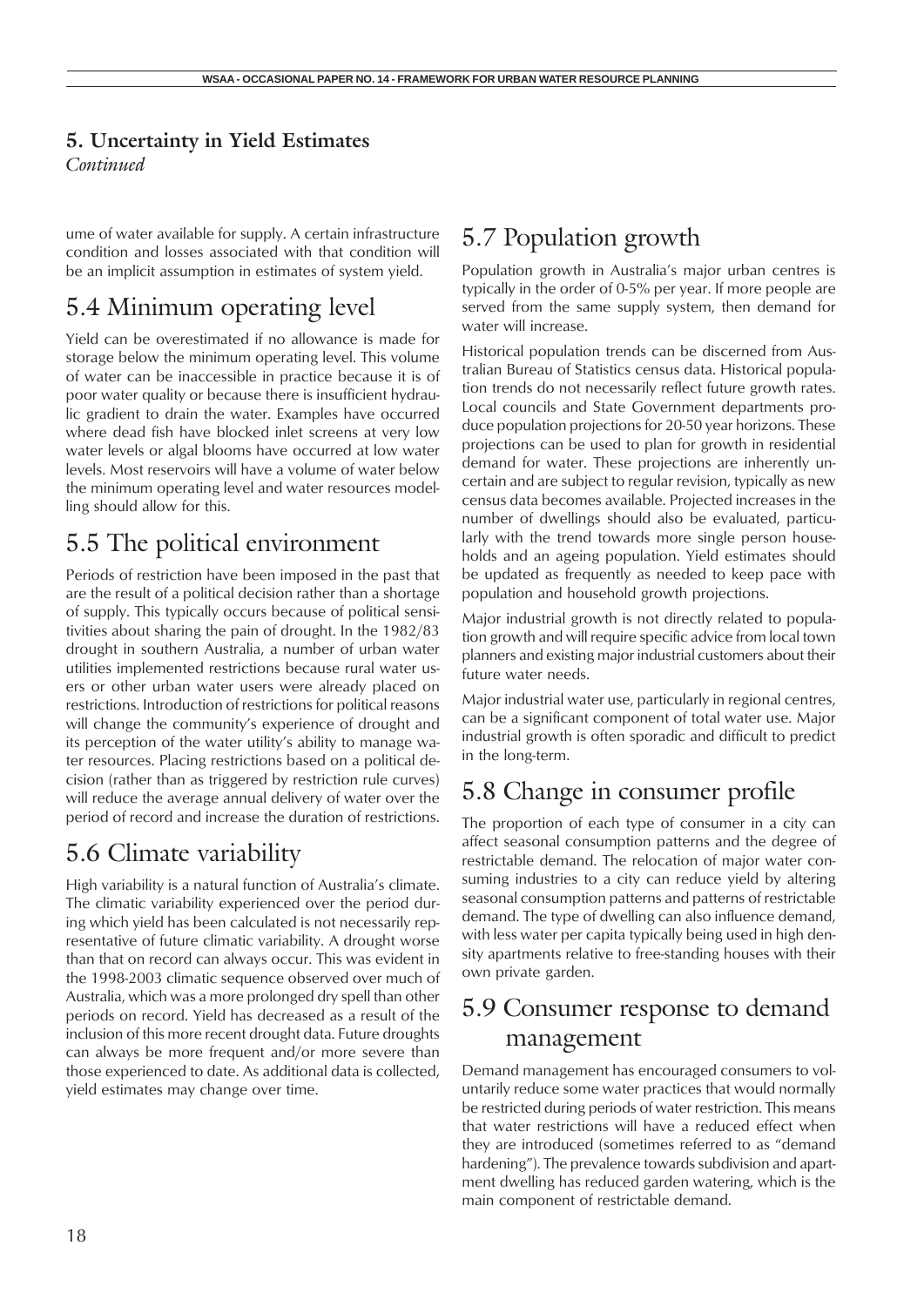## 5. Uncertainty in Yield Estimates

*Continued*

ume of water available for supply. A certain infrastructure condition and losses associated with that condition will be an implicit assumption in estimates of system yield.

## 5.4 Minimum operating level

Yield can be overestimated if no allowance is made for storage below the minimum operating level. This volume of water can be inaccessible in practice because it is of poor water quality or because there is insufficient hydraulic gradient to drain the water. Examples have occurred where dead fish have blocked inlet screens at very low water levels or algal blooms have occurred at low water levels. Most reservoirs will have a volume of water below the minimum operating level and water resources modelling should allow for this.

## 5.5 The political environment

Periods of restriction have been imposed in the past that are the result of a political decision rather than a shortage of supply. This typically occurs because of political sensitivities about sharing the pain of drought. In the 1982/83 drought in southern Australia, a number of urban water utilities implemented restrictions because rural water users or other urban water users were already placed on restrictions. Introduction of restrictions for political reasons will change the community's experience of drought and its perception of the water utility's ability to manage water resources. Placing restrictions based on a political decision (rather than as triggered by restriction rule curves) will reduce the average annual delivery of water over the period of record and increase the duration of restrictions.

## 5.6 Climate variability

High variability is a natural function of Australia's climate. The climatic variability experienced over the period during which yield has been calculated is not necessarily representative of future climatic variability. A drought worse than that on record can always occur. This was evident in the 1998-2003 climatic sequence observed over much of Australia, which was a more prolonged dry spell than other periods on record. Yield has decreased as a result of the inclusion of this more recent drought data. Future droughts can always be more frequent and/or more severe than those experienced to date. As additional data is collected, yield estimates may change over time.

## 5.7 Population growth

Population growth in Australia's major urban centres is typically in the order of 0-5% per year. If more people are served from the same supply system, then demand for water will increase.

Historical population trends can be discerned from Australian Bureau of Statistics census data. Historical population trends do not necessarily reflect future growth rates. Local councils and State Government departments produce population projections for 20-50 year horizons. These projections can be used to plan for growth in residential demand for water. These projections are inherently uncertain and are subject to regular revision, typically as new census data becomes available. Projected increases in the number of dwellings should also be evaluated, particularly with the trend towards more single person households and an ageing population. Yield estimates should be updated as frequently as needed to keep pace with population and household growth projections.

Major industrial growth is not directly related to population growth and will require specific advice from local town planners and existing major industrial customers about their future water needs.

Major industrial water use, particularly in regional centres, can be a significant component of total water use. Major industrial growth is often sporadic and difficult to predict in the long-term.

## 5.8 Change in consumer profile

The proportion of each type of consumer in a city can affect seasonal consumption patterns and the degree of restrictable demand. The relocation of major water consuming industries to a city can reduce yield by altering seasonal consumption patterns and patterns of restrictable demand. The type of dwelling can also influence demand, with less water per capita typically being used in high density apartments relative to free-standing houses with their own private garden.

## 5.9 Consumer response to demand management

Demand management has encouraged consumers to voluntarily reduce some water practices that would normally be restricted during periods of water restriction. This means that water restrictions will have a reduced effect when they are introduced (sometimes referred to as "demand hardening"). The prevalence towards subdivision and apartment dwelling has reduced garden watering, which is the main component of restrictable demand.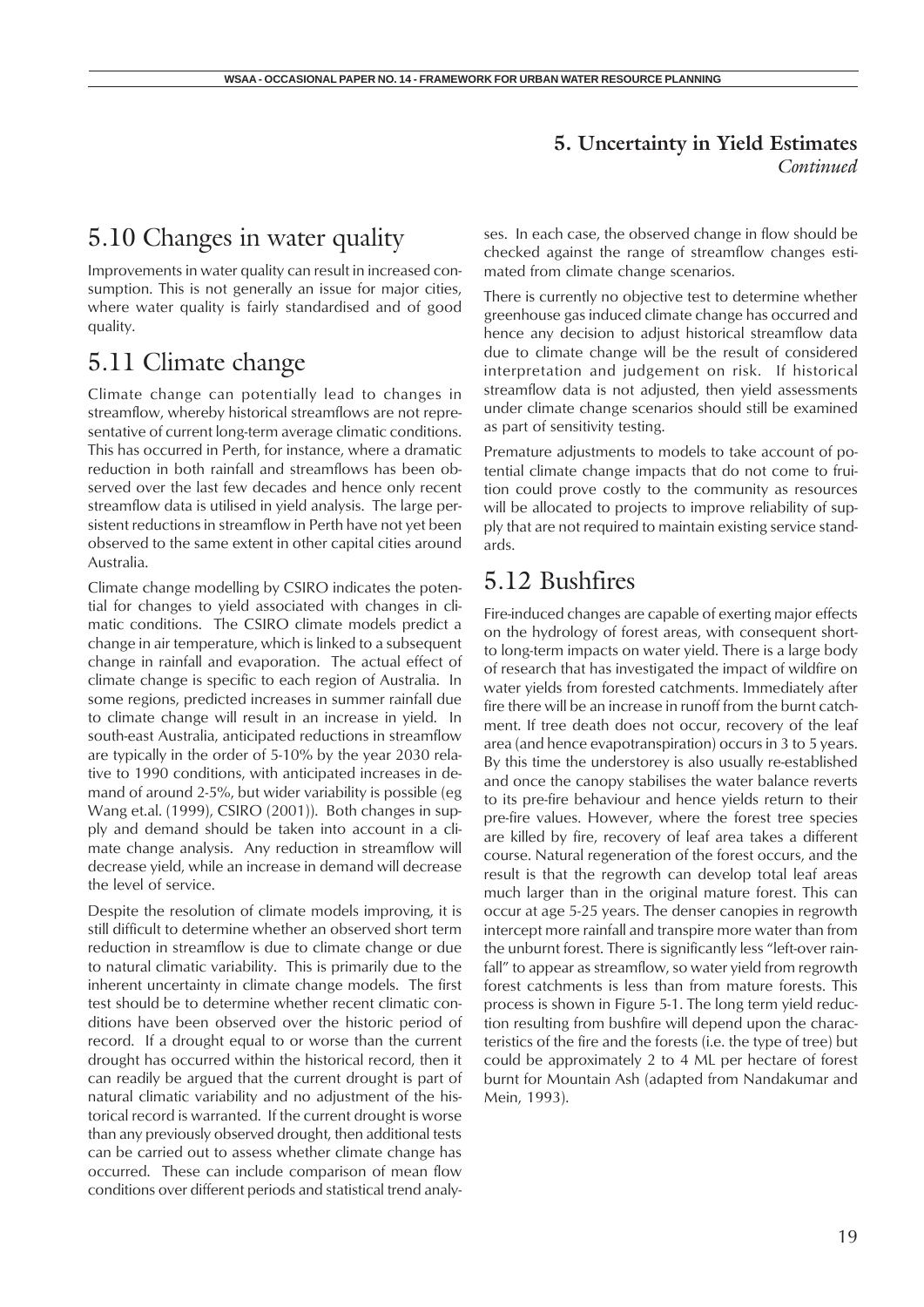**5. Uncertainty in Yield Estimates**
*Continued*

## 5.10 Changes in water quality

Improvements in water quality can result in increased consumption. This is not generally an issue for major cities, where water quality is fairly standardised and of good quality.

## 5.11 Climate change

Climate change can potentially lead to changes in streamflow, whereby historical streamflows are not representative of current long-term average climatic conditions. This has occurred in Perth, for instance, where a dramatic reduction in both rainfall and streamflows has been observed over the last few decades and hence only recent streamflow data is utilised in yield analysis. The large persistent reductions in streamflow in Perth have not yet been observed to the same extent in other capital cities around Australia.

Climate change modelling by CSIRO indicates the potential for changes to yield associated with changes in climatic conditions. The CSIRO climate models predict a change in air temperature, which is linked to a subsequent change in rainfall and evaporation. The actual effect of climate change is specific to each region of Australia. In some regions, predicted increases in summer rainfall due to climate change will result in an increase in yield. In south-east Australia, anticipated reductions in streamflow are typically in the order of 5-10% by the year 2030 relative to 1990 conditions, with anticipated increases in demand of around 2-5%, but wider variability is possible (eg Wang et.al. (1999), CSIRO (2001)). Both changes in supply and demand should be taken into account in a climate change analysis. Any reduction in streamflow will decrease yield, while an increase in demand will decrease the level of service.

Despite the resolution of climate models improving, it is still difficult to determine whether an observed short term reduction in streamflow is due to climate change or due to natural climatic variability. This is primarily due to the inherent uncertainty in climate change models. The first test should be to determine whether recent climatic conditions have been observed over the historic period of record. If a drought equal to or worse than the current drought has occurred within the historical record, then it can readily be argued that the current drought is part of natural climatic variability and no adjustment of the historical record is warranted. If the current drought is worse than any previously observed drought, then additional tests can be carried out to assess whether climate change has occurred. These can include comparison of mean flow conditions over different periods and statistical trend analyses. In each case, the observed change in flow should be checked against the range of streamflow changes estimated from climate change scenarios.

There is currently no objective test to determine whether greenhouse gas induced climate change has occurred and hence any decision to adjust historical streamflow data due to climate change will be the result of considered interpretation and judgement on risk. If historical streamflow data is not adjusted, then yield assessments under climate change scenarios should still be examined as part of sensitivity testing.

Premature adjustments to models to take account of potential climate change impacts that do not come to fruition could prove costly to the community as resources will be allocated to projects to improve reliability of supply that are not required to maintain existing service standards.

## 5.12 Bushfires

Fire-induced changes are capable of exerting major effects on the hydrology of forest areas, with consequent short- to long-term impacts on water yield. There is a large body of research that has investigated the impact of wildfire on water yields from forested catchments. Immediately after fire there will be an increase in runoff from the burnt catchment. If tree death does not occur, recovery of the leaf area (and hence evapotranspiration) occurs in 3 to 5 years. By this time the understorey is also usually re-established and once the canopy stabilises the water balance reverts to its pre-fire behaviour and hence yields return to their pre-fire values. However, where the forest tree species are killed by fire, recovery of leaf area takes a different course. Natural regeneration of the forest occurs, and the result is that the regrowth can develop total leaf areas much larger than in the original mature forest. This can occur at age 5-25 years. The denser canopies in regrowth intercept more rainfall and transpire more water than from the unburnt forest. There is significantly less "left-over rainfall" to appear as streamflow, so water yield from regrowth forest catchments is less than from mature forests. This process is shown in Figure 5-1. The long term yield reduction resulting from bushfire will depend upon the characteristics of the fire and the forests (i.e. the type of tree) but could be approximately 2 to 4 ML per hectare of forest burnt for Mountain Ash (adapted from Nandakumar and Mein, 1993).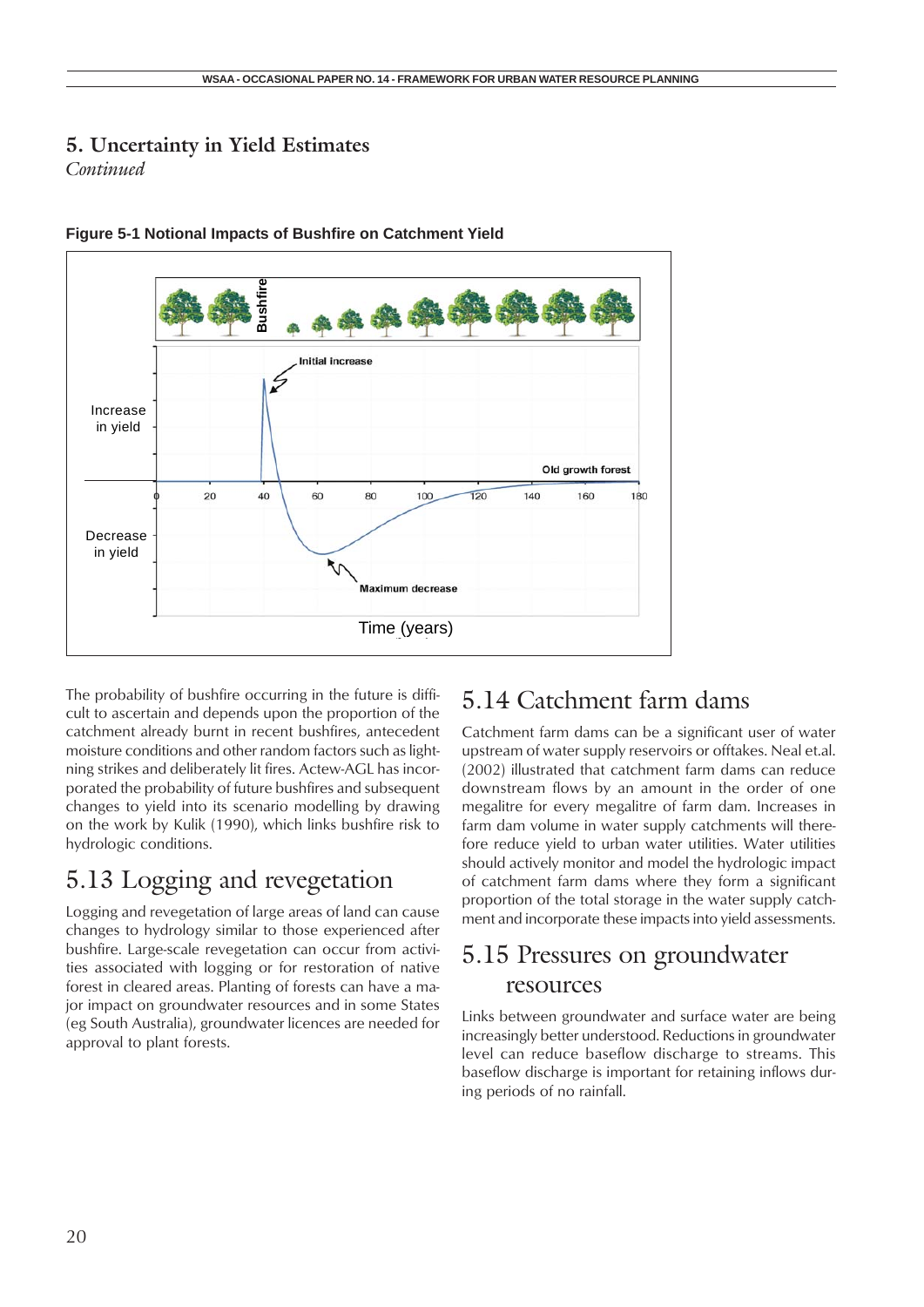## 5. Uncertainty in Yield Estimates

*Continued*

**Figure 5-1 Notional Impacts of Bushfire on Catchment Yield**

The probability of bushfire occurring in the future is difficult to ascertain and depends upon the proportion of the catchment already burnt in recent bushfires, antecedent moisture conditions and other random factors such as lightning strikes and deliberately lit fires. Actew-AGL has incorporated the probability of future bushfires and subsequent changes to yield into its scenario modelling by drawing on the work by Kulik (1990), which links bushfire risk to hydrologic conditions.

# 5.13 Logging and revegetation

Logging and revegetation of large areas of land can cause changes to hydrology similar to those experienced after bushfire. Large-scale revegetation can occur from activities associated with logging or for restoration of native forest in cleared areas. Planting of forests can have a major impact on groundwater resources and in some States (eg South Australia), groundwater licences are needed for approval to plant forests.

# 5.14 Catchment farm dams

Catchment farm dams can be a significant user of water upstream of water supply reservoirs or offtakes. Neal et.al. (2002) illustrated that catchment farm dams can reduce downstream flows by an amount in the order of one megalitre for every megalitre of farm dam. Increases in farm dam volume in water supply catchments will therefore reduce yield to urban water utilities. Water utilities should actively monitor and model the hydrologic impact of catchment farm dams where they form a significant proportion of the total storage in the water supply catchment and incorporate these impacts into yield assessments.

# 5.15 Pressures on groundwater resources

Links between groundwater and surface water are being increasingly better understood. Reductions in groundwater level can reduce baseflow discharge to streams. This baseflow discharge is important for retaining inflows during periods of no rainfall.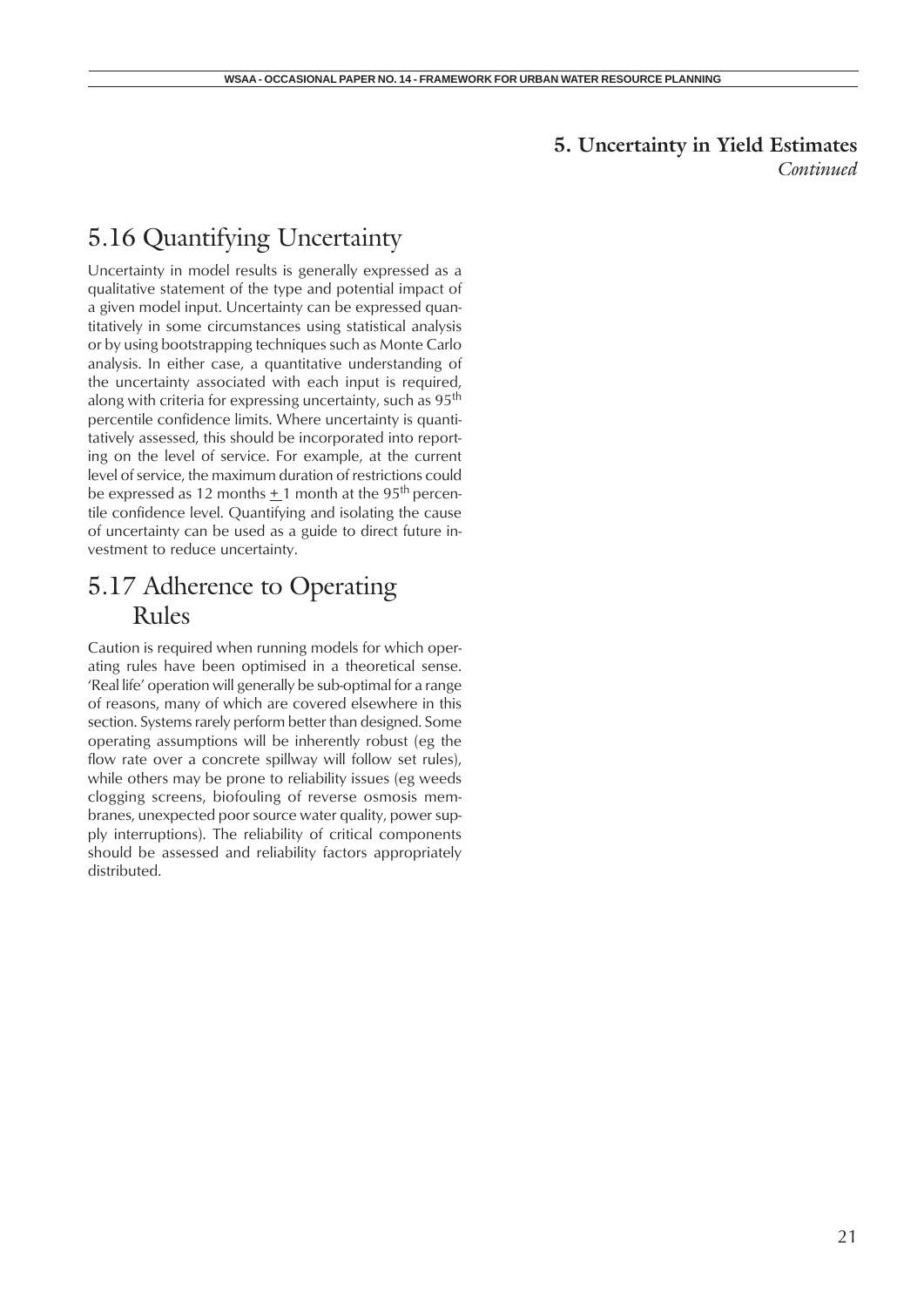**5. Uncertainty in Yield Estimates**
*Continued*

## 5.16 Quantifying Uncertainty

Uncertainty in model results is generally expressed as a qualitative statement of the type and potential impact of a given model input. Uncertainty can be expressed quantitatively in some circumstances using statistical analysis or by using bootstrapping techniques such as Monte Carlo analysis. In either case, a quantitative understanding of the uncertainty associated with each input is required, along with criteria for expressing uncertainty, such as $95^{th}$ percentile confidence limits. Where uncertainty is quantitatively assessed, this should be incorporated into reporting on the level of service. For example, at the current level of service, the maximum duration of restrictions could be expressed as 12 months $\pm$ 1 month at the $95^{th}$ percentile confidence level. Quantifying and isolating the cause of uncertainty can be used as a guide to direct future investment to reduce uncertainty.

## 5.17 Adherence to Operating Rules

Caution is required when running models for which operating rules have been optimised in a theoretical sense. 'Real life' operation will generally be sub-optimal for a range of reasons, many of which are covered elsewhere in this section. Systems rarely perform better than designed. Some operating assumptions will be inherently robust (eg the flow rate over a concrete spillway will follow set rules), while others may be prone to reliability issues (eg weeds clogging screens, biofouling of reverse osmosis membranes, unexpected poor source water quality, power supply interruptions). The reliability of critical components should be assessed and reliability factors appropriately distributed.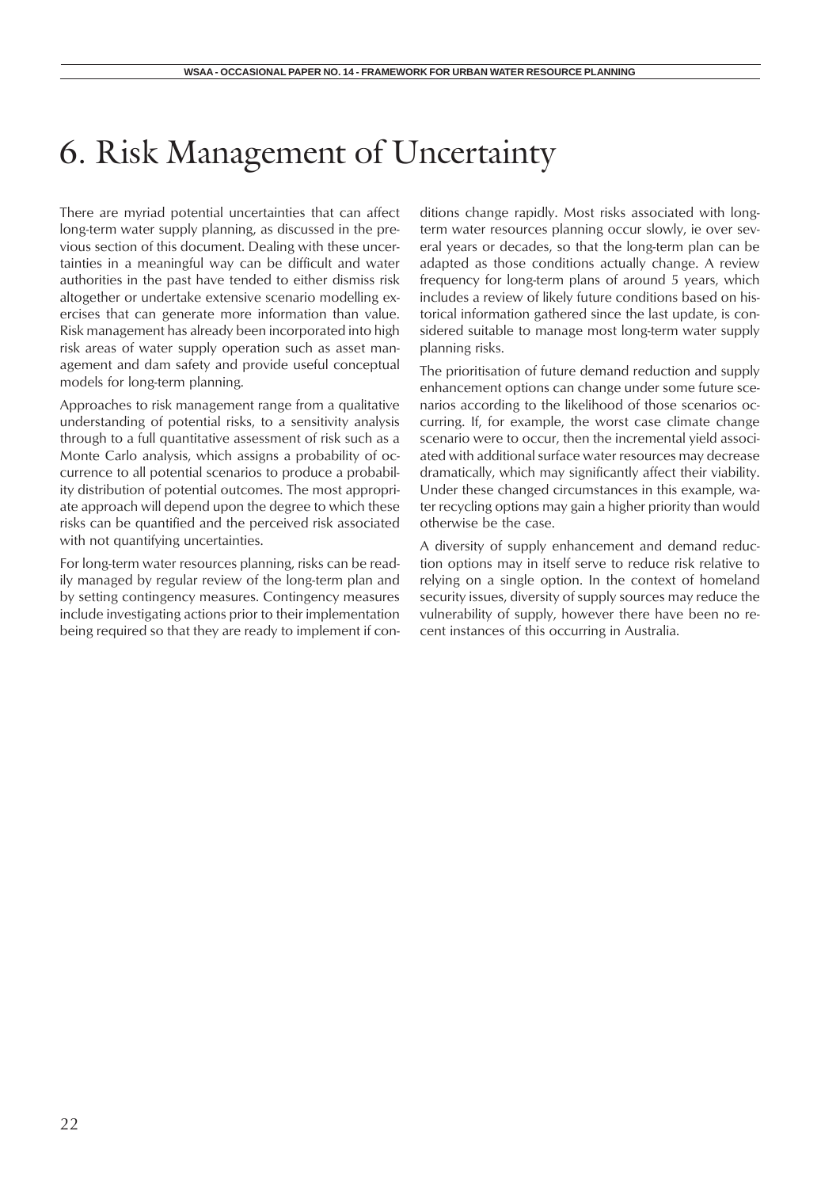# 6. Risk Management of Uncertainty

There are myriad potential uncertainties that can affect long-term water supply planning, as discussed in the previous section of this document. Dealing with these uncertainties in a meaningful way can be difficult and water authorities in the past have tended to either dismiss risk altogether or undertake extensive scenario modelling exercises that can generate more information than value. Risk management has already been incorporated into high risk areas of water supply operation such as asset management and dam safety and provide useful conceptual models for long-term planning.

Approaches to risk management range from a qualitative understanding of potential risks, to a sensitivity analysis through to a full quantitative assessment of risk such as a Monte Carlo analysis, which assigns a probability of occurrence to all potential scenarios to produce a probability distribution of potential outcomes. The most appropriate approach will depend upon the degree to which these risks can be quantified and the perceived risk associated with not quantifying uncertainties.

For long-term water resources planning, risks can be readily managed by regular review of the long-term plan and by setting contingency measures. Contingency measures include investigating actions prior to their implementation being required so that they are ready to implement if conditions change rapidly. Most risks associated with long-term water resources planning occur slowly, ie over several years or decades, so that the long-term plan can be adapted as those conditions actually change. A review frequency for long-term plans of around 5 years, which includes a review of likely future conditions based on historical information gathered since the last update, is considered suitable to manage most long-term water supply planning risks.

The prioritisation of future demand reduction and supply enhancement options can change under some future scenarios according to the likelihood of those scenarios occurring. If, for example, the worst case climate change scenario were to occur, then the incremental yield associated with additional surface water resources may decrease dramatically, which may significantly affect their viability. Under these changed circumstances in this example, water recycling options may gain a higher priority than would otherwise be the case.

A diversity of supply enhancement and demand reduction options may in itself serve to reduce risk relative to relying on a single option. In the context of homeland security issues, diversity of supply sources may reduce the vulnerability of supply, however there have been no recent instances of this occurring in Australia.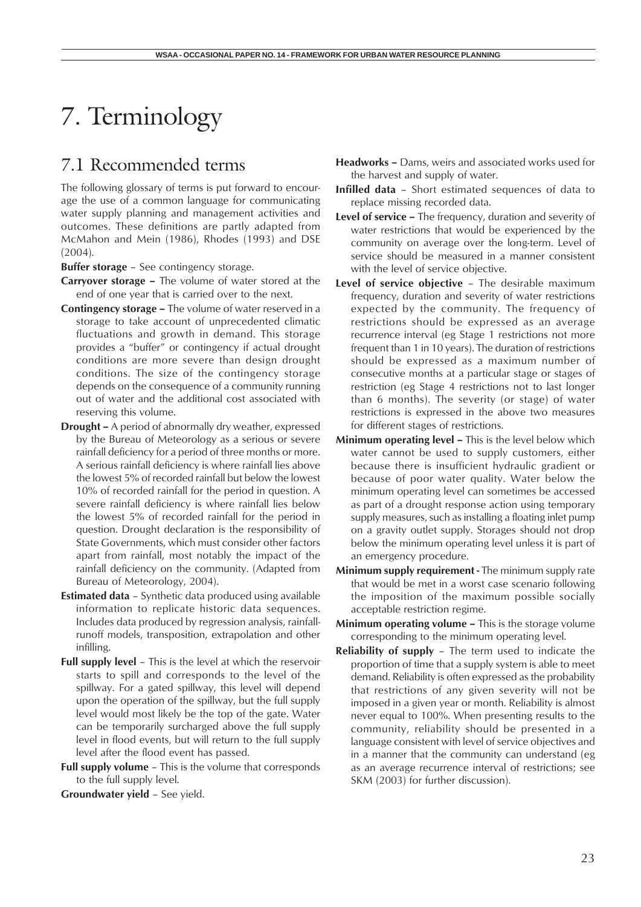# 7. Terminology

## 7.1 Recommended terms

The following glossary of terms is put forward to encourage the use of a common language for communicating water supply planning and management activities and outcomes. These definitions are partly adapted from McMahon and Mein (1986), Rhodes (1993) and DSE (2004).

**Buffer storage** – See contingency storage.

**Carryover storage –** The volume of water stored at the end of one year that is carried over to the next.

**Contingency storage –** The volume of water reserved in a storage to take account of unprecedented climatic fluctuations and growth in demand. This storage provides a "buffer" or contingency if actual drought conditions are more severe than design drought conditions. The size of the contingency storage depends on the consequence of a community running out of water and the additional cost associated with reserving this volume.

**Drought –** A period of abnormally dry weather, expressed by the Bureau of Meteorology as a serious or severe rainfall deficiency for a period of three months or more. A serious rainfall deficiency is where rainfall lies above the lowest 5% of recorded rainfall but below the lowest 10% of recorded rainfall for the period in question. A severe rainfall deficiency is where rainfall lies below the lowest 5% of recorded rainfall for the period in question. Drought declaration is the responsibility of State Governments, which must consider other factors apart from rainfall, most notably the impact of the rainfall deficiency on the community. (Adapted from Bureau of Meteorology, 2004).

**Estimated data** – Synthetic data produced using available information to replicate historic data sequences. Includes data produced by regression analysis, rainfall-runoff models, transposition, extrapolation and other infilling.

**Full supply level** – This is the level at which the reservoir starts to spill and corresponds to the level of the spillway. For a gated spillway, this level will depend upon the operation of the spillway, but the full supply level would most likely be the top of the gate. Water can be temporarily surcharged above the full supply level in flood events, but will return to the full supply level after the flood event has passed.

**Full supply volume** – This is the volume that corresponds to the full supply level.

**Groundwater yield** – See yield.

**Headworks –** Dams, weirs and associated works used for the harvest and supply of water.

**Infilled data** – Short estimated sequences of data to replace missing recorded data.

**Level of service –** The frequency, duration and severity of water restrictions that would be experienced by the community on average over the long-term. Level of service should be measured in a manner consistent with the level of service objective.

**Level of service objective** – The desirable maximum frequency, duration and severity of water restrictions expected by the community. The frequency of restrictions should be expressed as an average recurrence interval (eg Stage 1 restrictions not more frequent than 1 in 10 years). The duration of restrictions should be expressed as a maximum number of consecutive months at a particular stage or stages of restriction (eg Stage 4 restrictions not to last longer than 6 months). The severity (or stage) of water restrictions is expressed in the above two measures for different stages of restrictions.

**Minimum operating level –** This is the level below which water cannot be used to supply customers, either because there is insufficient hydraulic gradient or because of poor water quality. Water below the minimum operating level can sometimes be accessed as part of a drought response action using temporary supply measures, such as installing a floating inlet pump on a gravity outlet supply. Storages should not drop below the minimum operating level unless it is part of an emergency procedure.

**Minimum supply requirement -** The minimum supply rate that would be met in a worst case scenario following the imposition of the maximum possible socially acceptable restriction regime.

**Minimum operating volume –** This is the storage volume corresponding to the minimum operating level.

**Reliability of supply** – The term used to indicate the proportion of time that a supply system is able to meet demand. Reliability is often expressed as the probability that restrictions of any given severity will not be imposed in a given year or month. Reliability is almost never equal to 100%. When presenting results to the community, reliability should be presented in a language consistent with level of service objectives and in a manner that the community can understand (eg as an average recurrence interval of restrictions; see SKM (2003) for further discussion).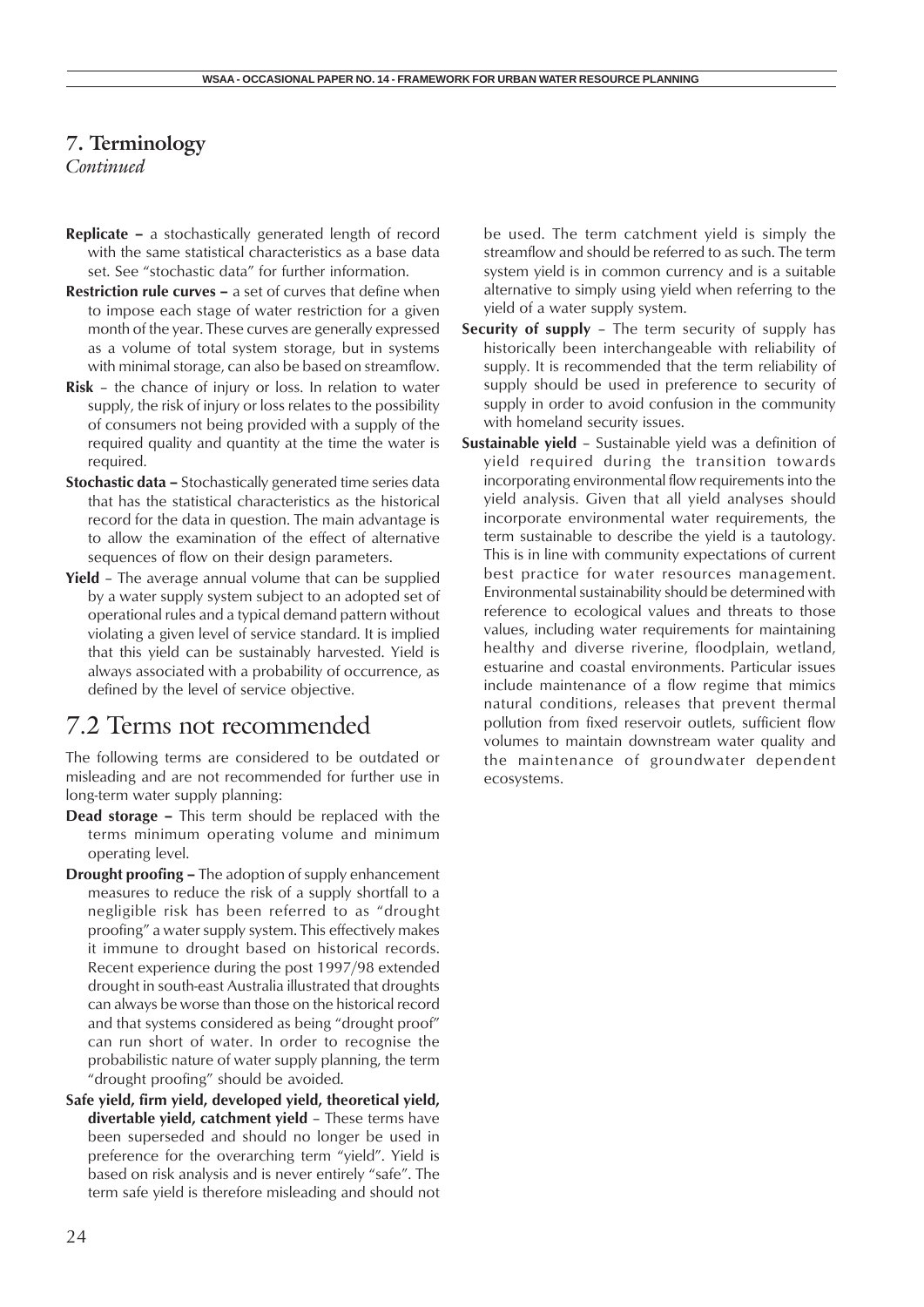## 7. Terminology

*Continued*

**Replicate –** a stochastically generated length of record with the same statistical characteristics as a base data set. See "stochastic data" for further information.

**Restriction rule curves –** a set of curves that define when to impose each stage of water restriction for a given month of the year. These curves are generally expressed as a volume of total system storage, but in systems with minimal storage, can also be based on streamflow.

**Risk** – the chance of injury or loss. In relation to water supply, the risk of injury or loss relates to the possibility of consumers not being provided with a supply of the required quality and quantity at the time the water is required.

**Stochastic data –** Stochastically generated time series data that has the statistical characteristics as the historical record for the data in question. The main advantage is to allow the examination of the effect of alternative sequences of flow on their design parameters.

**Yield** – The average annual volume that can be supplied by a water supply system subject to an adopted set of operational rules and a typical demand pattern without violating a given level of service standard. It is implied that this yield can be sustainably harvested. Yield is always associated with a probability of occurrence, as defined by the level of service objective.

## 7.2 Terms not recommended

The following terms are considered to be outdated or misleading and are not recommended for further use in long-term water supply planning:

**Dead storage –** This term should be replaced with the terms minimum operating volume and minimum operating level.

**Drought proofing –** The adoption of supply enhancement measures to reduce the risk of a supply shortfall to a negligible risk has been referred to as "drought proofing" a water supply system. This effectively makes it immune to drought based on historical records. Recent experience during the post 1997/98 extended drought in south-east Australia illustrated that droughts can always be worse than those on the historical record and that systems considered as being "drought proof" can run short of water. In order to recognise the probabilistic nature of water supply planning, the term "drought proofing" should be avoided.

**Safe yield, firm yield, developed yield, theoretical yield, divertable yield, catchment yield** – These terms have been superseded and should no longer be used in preference for the overarching term "yield". Yield is based on risk analysis and is never entirely "safe". The term safe yield is therefore misleading and should not be used. The term catchment yield is simply the streamflow and should be referred to as such. The term system yield is in common currency and is a suitable alternative to simply using yield when referring to the yield of a water supply system.

**Security of supply** – The term security of supply has historically been interchangeable with reliability of supply. It is recommended that the term reliability of supply should be used in preference to security of supply in order to avoid confusion in the community with homeland security issues.

**Sustainable yield** – Sustainable yield was a definition of yield required during the transition towards incorporating environmental flow requirements into the yield analysis. Given that all yield analyses should incorporate environmental water requirements, the term sustainable to describe the yield is a tautology. This is in line with community expectations of current best practice for water resources management. Environmental sustainability should be determined with reference to ecological values and threats to those values, including water requirements for maintaining healthy and diverse riverine, floodplain, wetland, estuarine and coastal environments. Particular issues include maintenance of a flow regime that mimics natural conditions, releases that prevent thermal pollution from fixed reservoir outlets, sufficient flow volumes to maintain downstream water quality and the maintenance of groundwater dependent ecosystems.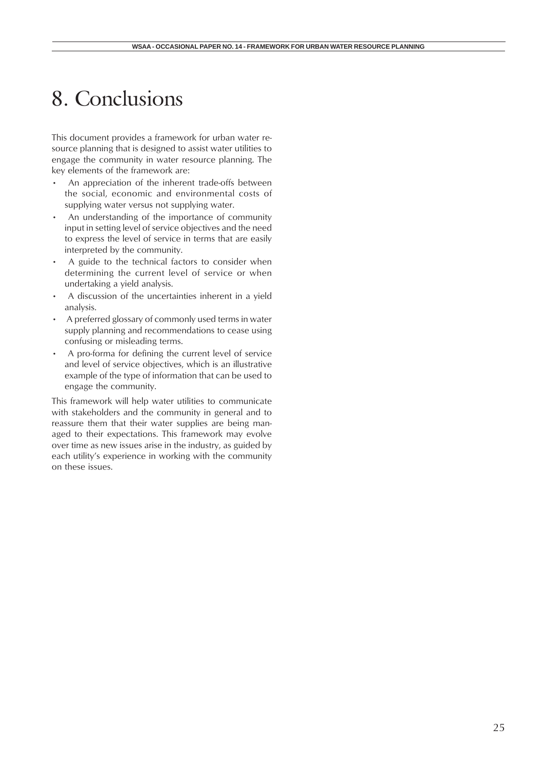# 8. Conclusions

This document provides a framework for urban water resource planning that is designed to assist water utilities to engage the community in water resource planning. The key elements of the framework are:

- An appreciation of the inherent trade-offs between the social, economic and environmental costs of supplying water versus not supplying water.
- An understanding of the importance of community input in setting level of service objectives and the need to express the level of service in terms that are easily interpreted by the community.
- A guide to the technical factors to consider when determining the current level of service or when undertaking a yield analysis.
- A discussion of the uncertainties inherent in a yield analysis.
- A preferred glossary of commonly used terms in water supply planning and recommendations to cease using confusing or misleading terms.
- A pro-forma for defining the current level of service and level of service objectives, which is an illustrative example of the type of information that can be used to engage the community.

This framework will help water utilities to communicate with stakeholders and the community in general and to reassure them that their water supplies are being managed to their expectations. This framework may evolve over time as new issues arise in the industry, as guided by each utility's experience in working with the community on these issues.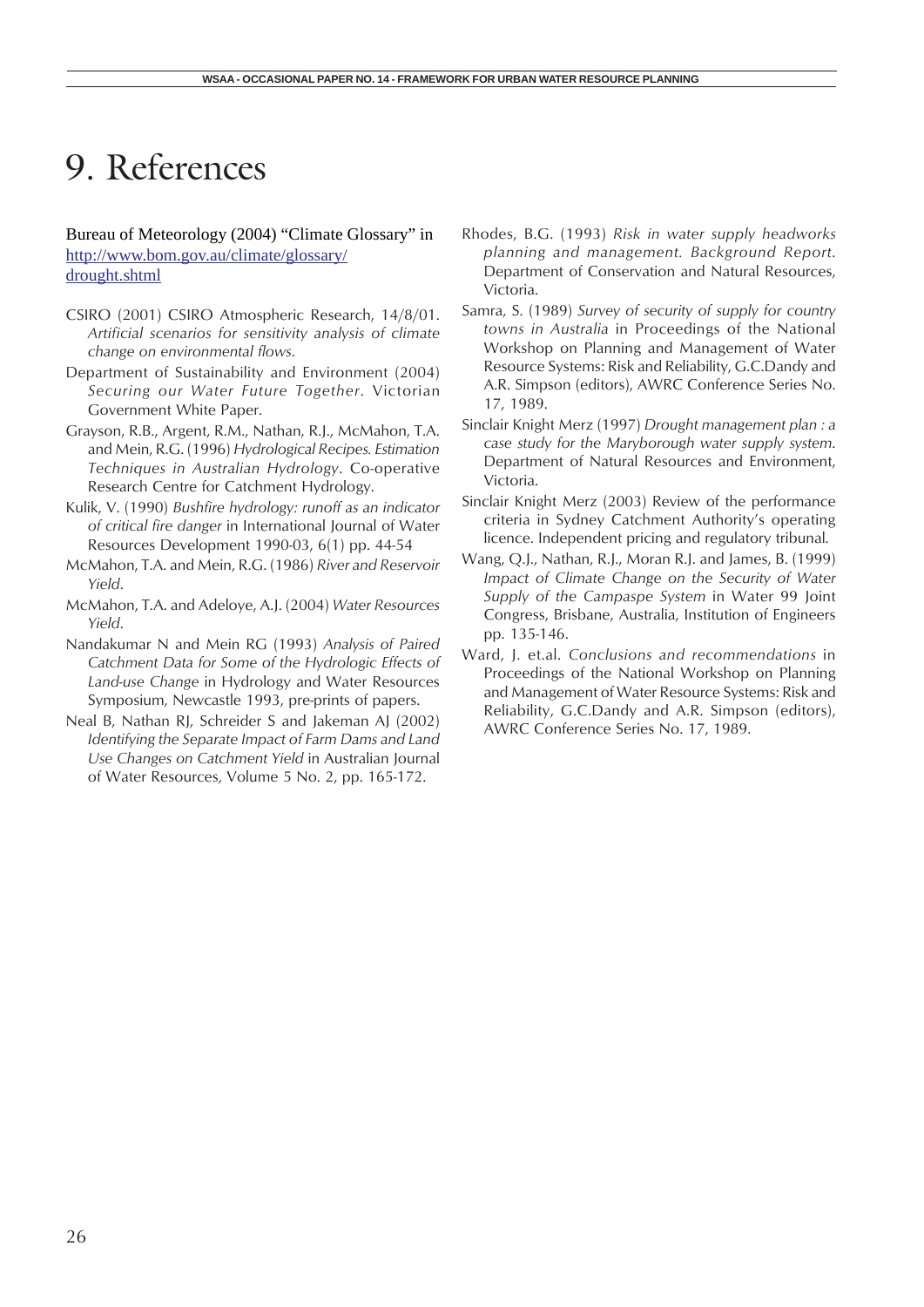# 9. References

Bureau of Meteorology (2004) "Climate Glossary" in [http://www.bom.gov.au/climate/glossary/drought.shtml](http://www.bom.gov.au/climate/glossary/drought.shtml)

CSIRO (2001) CSIRO Atmospheric Research, 14/8/01. *Artificial scenarios for sensitivity analysis of climate change on environmental flows*.

Department of Sustainability and Environment (2004) *Securing our Water Future Together*. Victorian Government White Paper.

Grayson, R.B., Argent, R.M., Nathan, R.J., McMahon, T.A. and Mein, R.G. (1996) *Hydrological Recipes. Estimation Techniques in Australian Hydrology*. Co-operative Research Centre for Catchment Hydrology.

Kulik, V. (1990) *Bushfire hydrology: runoff as an indicator of critical fire danger* in International Journal of Water Resources Development 1990-03, 6(1) pp. 44-54

McMahon, T.A. and Mein, R.G. (1986) *River and Reservoir Yield*.

McMahon, T.A. and Adeloye, A.J. (2004) *Water Resources Yield*.

Nandakumar N and Mein RG (1993) *Analysis of Paired Catchment Data for Some of the Hydrologic Effects of Land-use Change* in Hydrology and Water Resources Symposium, Newcastle 1993, pre-prints of papers.

Neal B, Nathan RJ, Schreider S and Jakeman AJ (2002) *Identifying the Separate Impact of Farm Dams and Land Use Changes on Catchment Yield* in Australian Journal of Water Resources, Volume 5 No. 2, pp. 165-172.

Rhodes, B.G. (1993) *Risk in water supply headworks planning and management. Background Report*. Department of Conservation and Natural Resources, Victoria.

Samra, S. (1989) *Survey of security of supply for country towns in Australia* in Proceedings of the National Workshop on Planning and Management of Water Resource Systems: Risk and Reliability, G.C.Dandy and A.R. Simpson (editors), AWRC Conference Series No. 17, 1989.

Sinclair Knight Merz (1997) *Drought management plan : a case study for the Maryborough water supply system*. Department of Natural Resources and Environment, Victoria.

Sinclair Knight Merz (2003) Review of the performance criteria in Sydney Catchment Authority's operating licence. Independent pricing and regulatory tribunal.

Wang, Q.J., Nathan, R.J., Moran R.J. and James, B. (1999) *Impact of Climate Change on the Security of Water Supply of the Campaspe System* in Water 99 Joint Congress, Brisbane, Australia, Institution of Engineers pp. 135-146.

Ward, J. et.al. *Conclusions and recommendations* in Proceedings of the National Workshop on Planning and Management of Water Resource Systems: Risk and Reliability, G.C.Dandy and A.R. Simpson (editors), AWRC Conference Series No. 17, 1989.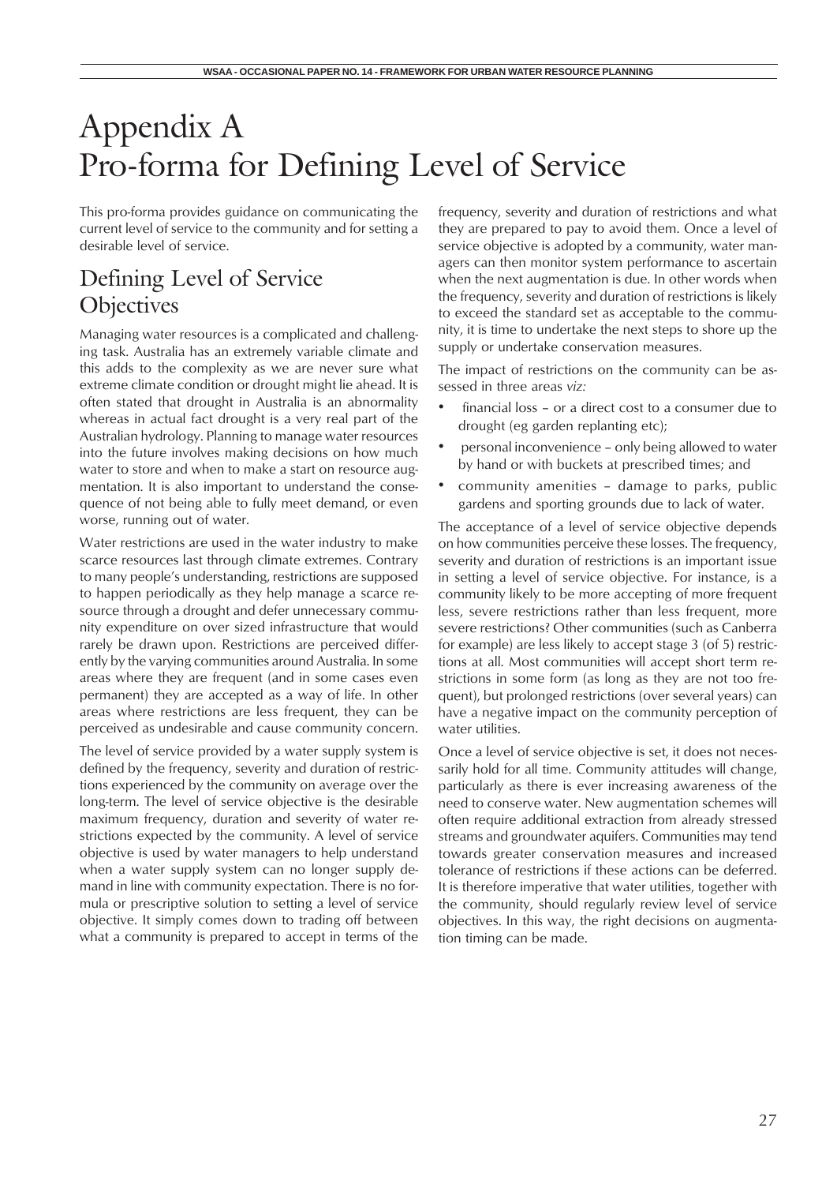# Appendix A
# Pro-forma for Defining Level of Service

This pro-forma provides guidance on communicating the current level of service to the community and for setting a desirable level of service.

## Defining Level of Service Objectives

Managing water resources is a complicated and challenging task. Australia has an extremely variable climate and this adds to the complexity as we are never sure what extreme climate condition or drought might lie ahead. It is often stated that drought in Australia is an abnormality whereas in actual fact drought is a very real part of the Australian hydrology. Planning to manage water resources into the future involves making decisions on how much water to store and when to make a start on resource augmentation. It is also important to understand the consequence of not being able to fully meet demand, or even worse, running out of water.

Water restrictions are used in the water industry to make scarce resources last through climate extremes. Contrary to many people's understanding, restrictions are supposed to happen periodically as they help manage a scarce resource through a drought and defer unnecessary community expenditure on over sized infrastructure that would rarely be drawn upon. Restrictions are perceived differently by the varying communities around Australia. In some areas where they are frequent (and in some cases even permanent) they are accepted as a way of life. In other areas where restrictions are less frequent, they can be perceived as undesirable and cause community concern.

The level of service provided by a water supply system is defined by the frequency, severity and duration of restrictions experienced by the community on average over the long-term. The level of service objective is the desirable maximum frequency, duration and severity of water restrictions expected by the community. A level of service objective is used by water managers to help understand when a water supply system can no longer supply demand in line with community expectation. There is no formula or prescriptive solution to setting a level of service objective. It simply comes down to trading off between what a community is prepared to accept in terms of the frequency, severity and duration of restrictions and what they are prepared to pay to avoid them. Once a level of service objective is adopted by a community, water managers can then monitor system performance to ascertain when the next augmentation is due. In other words when the frequency, severity and duration of restrictions is likely to exceed the standard set as acceptable to the community, it is time to undertake the next steps to shore up the supply or undertake conservation measures.

The impact of restrictions on the community can be assessed in three areas *viz:*

- financial loss – or a direct cost to a consumer due to drought (eg garden replanting etc);
- personal inconvenience – only being allowed to water by hand or with buckets at prescribed times; and
- community amenities – damage to parks, public gardens and sporting grounds due to lack of water.

The acceptance of a level of service objective depends on how communities perceive these losses. The frequency, severity and duration of restrictions is an important issue in setting a level of service objective. For instance, is a community likely to be more accepting of more frequent less, severe restrictions rather than less frequent, more severe restrictions? Other communities (such as Canberra for example) are less likely to accept stage 3 (of 5) restrictions at all. Most communities will accept short term restrictions in some form (as long as they are not too frequent), but prolonged restrictions (over several years) can have a negative impact on the community perception of water utilities.

Once a level of service objective is set, it does not necessarily hold for all time. Community attitudes will change, particularly as there is ever increasing awareness of the need to conserve water. New augmentation schemes will often require additional extraction from already stressed streams and groundwater aquifers. Communities may tend towards greater conservation measures and increased tolerance of restrictions if these actions can be deferred. It is therefore imperative that water utilities, together with the community, should regularly review level of service objectives. In this way, the right decisions on augmentation timing can be made.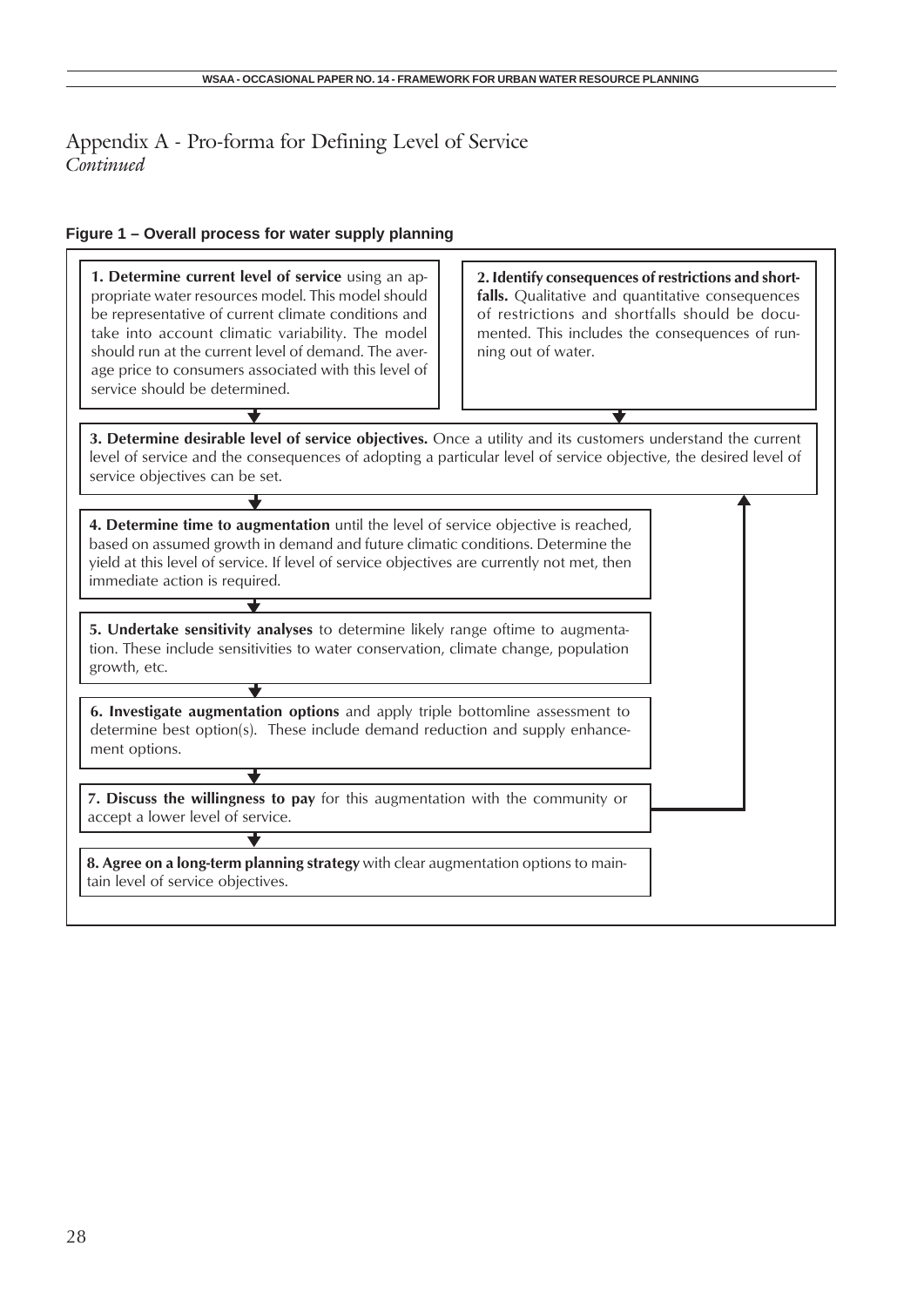# Appendix A - Pro-forma for Defining Level of Service
*Continued*

**Figure 1 – Overall process for water supply planning**

**1. Determine current level of service** using an appropriate water resources model. This model should be representative of current climate conditions and take into account climatic variability. The model should run at the current level of demand. The average price to consumers associated with this level of service should be determined.

**2. Identify consequences of restrictions and shortfalls.** Qualitative and quantitative consequences of restrictions and shortfalls should be documented. This includes the consequences of running out of water.

**3. Determine desirable level of service objectives.** Once a utility and its customers understand the current level of service and the consequences of adopting a particular level of service objective, the desired level of service objectives can be set.

**4. Determine time to augmentation** until the level of service objective is reached, based on assumed growth in demand and future climatic conditions. Determine the yield at this level of service. If level of service objectives are currently not met, then immediate action is required.

**5. Undertake sensitivity analyses** to determine likely range oftime to augmentation. These include sensitivities to water conservation, climate change, population growth, etc.

**6. Investigate augmentation options** and apply triple bottomline assessment to determine best option(s). These include demand reduction and supply enhancement options.

**7. Discuss the willingness to pay** for this augmentation with the community or accept a lower level of service.

**8. Agree on a long-term planning strategy** with clear augmentation options to maintain level of service objectives.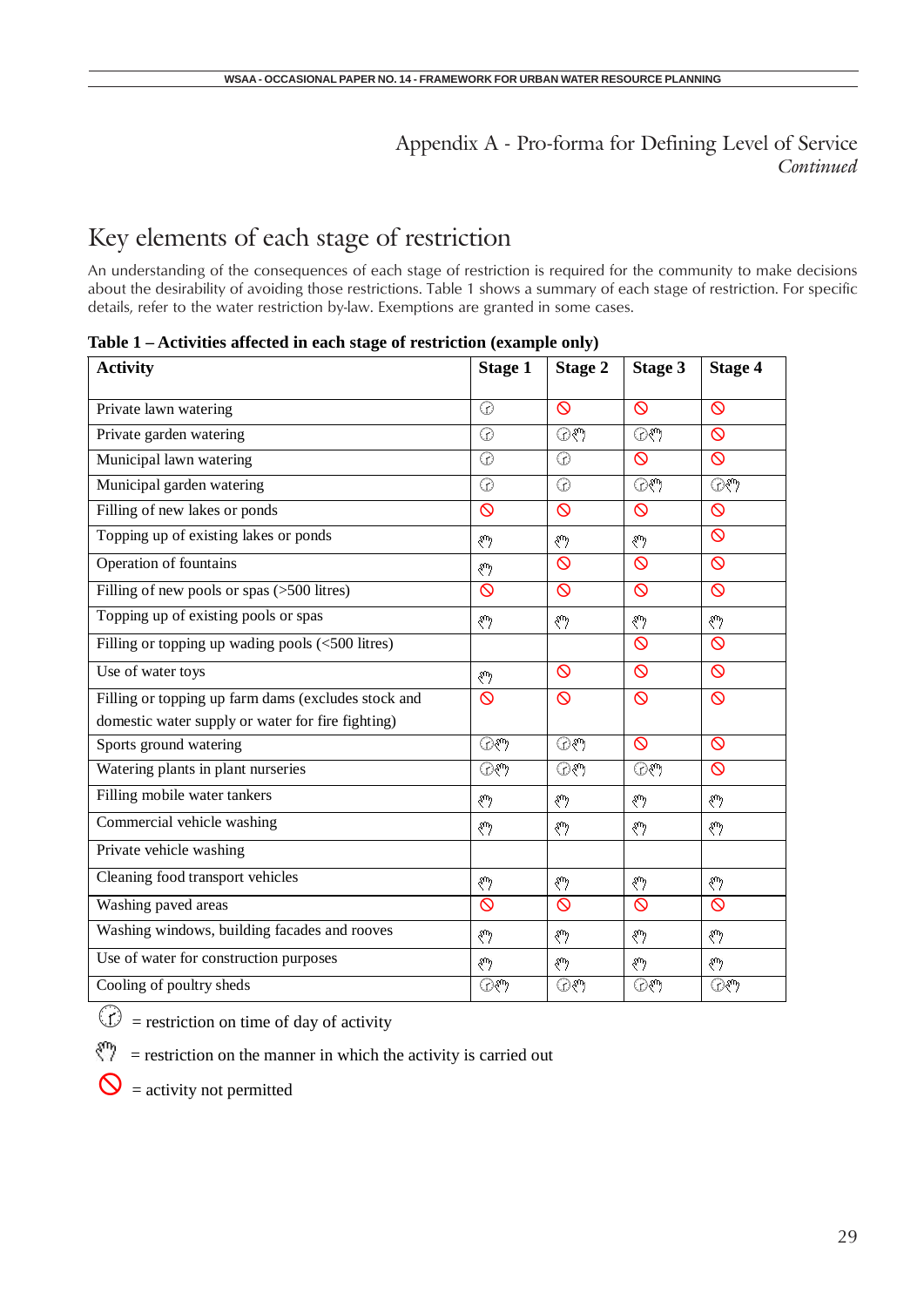Appendix A - Pro-forma for Defining Level of Service
*Continued*

# Key elements of each stage of restriction

An understanding of the consequences of each stage of restriction is required for the community to make decisions about the desirability of avoiding those restrictions. Table 1 shows a summary of each stage of restriction. For specific details, refer to the water restriction by-law. Exemptions are granted in some cases.

**Table 1 – Activities affected in each stage of restriction (example only)**

| Activity | Stage 1 | Stage 2 | Stage 3 | Stage 4 |
|---|---|---|---|---|
| Private lawn watering | 🕒 | 🚫 | 🚫 | 🚫 |
| Private garden watering | 🕒 | 🕒✋ | 🕒✋ | 🚫 |
| Municipal lawn watering | 🕒 | 🕒 | 🚫 | 🚫 |
| Municipal garden watering | 🕒 | 🕒 | 🕒✋ | 🕒✋ |
| Filling of new lakes or ponds | 🚫 | 🚫 | 🚫 | 🚫 |
| Topping up of existing lakes or ponds | ✋ | ✋ | ✋ | 🚫 |
| Operation of fountains | ✋ | 🚫 | 🚫 | 🚫 |
| Filling of new pools or spas (>500 litres) | 🚫 | 🚫 | 🚫 | 🚫 |
| Topping up of existing pools or spas | ✋ | ✋ | ✋ | ✋ |
| Filling or topping up wading pools (<500 litres) | | | 🚫 | 🚫 |
| Use of water toys | ✋ | 🚫 | 🚫 | 🚫 |
| Filling or topping up farm dams (excludes stock and domestic water supply or water for fire fighting) | 🚫 | 🚫 | 🚫 | 🚫 |
| Sports ground watering | 🕒✋ | 🕒✋ | 🚫 | 🚫 |
| Watering plants in plant nurseries | 🕒✋ | 🕒✋ | 🕒✋ | 🚫 |
| Filling mobile water tankers | ✋ | ✋ | ✋ | ✋ |
| Commercial vehicle washing | ✋ | ✋ | ✋ | ✋ |
| Private vehicle washing | | | | |
| Cleaning food transport vehicles | ✋ | ✋ | ✋ | ✋ |
| Washing paved areas | 🚫 | 🚫 | 🚫 | 🚫 |
| Washing windows, building facades and rooves | ✋ | ✋ | ✋ | ✋ |
| Use of water for construction purposes | ✋ | ✋ | ✋ | ✋ |
| Cooling of poultry sheds | 🕒✋ | 🕒✋ | 🕒✋ | 🕒✋ |

🕒 = restriction on time of day of activity

✋ = restriction on the manner in which the activity is carried out

🚫 = activity not permitted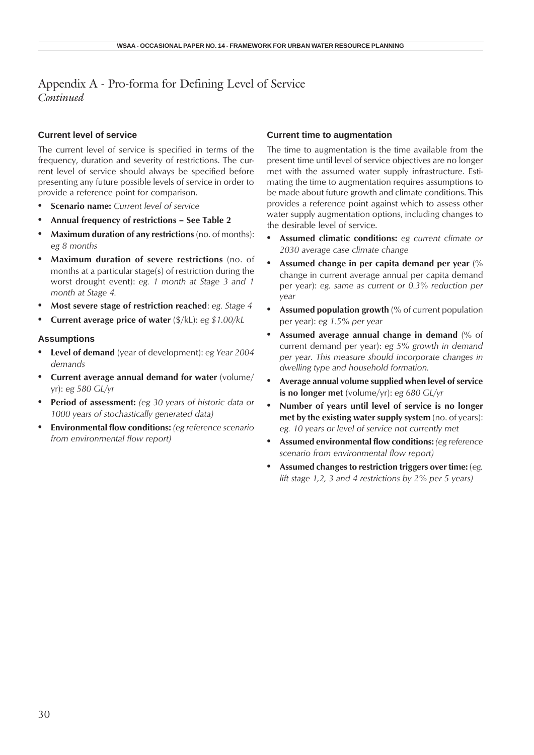# Appendix A - Pro-forma for Defining Level of Service
*Continued*

### Current level of service

The current level of service is specified in terms of the frequency, duration and severity of restrictions. The current level of service should always be specified before presenting any future possible levels of service in order to provide a reference point for comparison.

- **Scenario name:** *Current level of service*
- **Annual frequency of restrictions – See Table 2**
- **Maximum duration of any restrictions** (no. of months): *eg 8 months*
- **Maximum duration of severe restrictions** (no. of months at a particular stage(s) of restriction during the worst drought event): *eg. 1 month at Stage 3 and 1 month at Stage 4.*
- **Most severe stage of restriction reached**: *eg. Stage 4*
- **Current average price of water** ($/kL): *eg $1.00/kL*

### Assumptions

- **Level of demand** (year of development): *eg Year 2004 demands*
- **Current average annual demand for water** (volume/yr): *eg 580 GL/yr*
- **Period of assessment:** *(eg 30 years of historic data or 1000 years of stochastically generated data)*
- **Environmental flow conditions:** *(eg reference scenario from environmental flow report)*

### Current time to augmentation

The time to augmentation is the time available from the present time until level of service objectives are no longer met with the assumed water supply infrastructure. Estimating the time to augmentation requires assumptions to be made about future growth and climate conditions. This provides a reference point against which to assess other water supply augmentation options, including changes to the desirable level of service.

- **Assumed climatic conditions:** *eg current climate or 2030 average case climate change*
- **Assumed change in per capita demand per year** (% change in current average annual per capita demand per year): *eg. same as current or 0.3% reduction per year*
- **Assumed population growth** (% of current population per year): *eg 1.5% per year*
- **Assumed average annual change in demand** (% of current demand per year): *eg 5% growth in demand per year. This measure should incorporate changes in dwelling type and household formation.*
- **Average annual volume supplied when level of service is no longer met** (volume/yr): *eg 680 GL/yr*
- **Number of years until level of service is no longer met by the existing water supply system** (no. of years): *eg. 10 years or level of service not currently met*
- **Assumed environmental flow conditions:** *(eg reference scenario from environmental flow report)*
- **Assumed changes to restriction triggers over time:** *(eg. lift stage 1,2, 3 and 4 restrictions by 2% per 5 years)*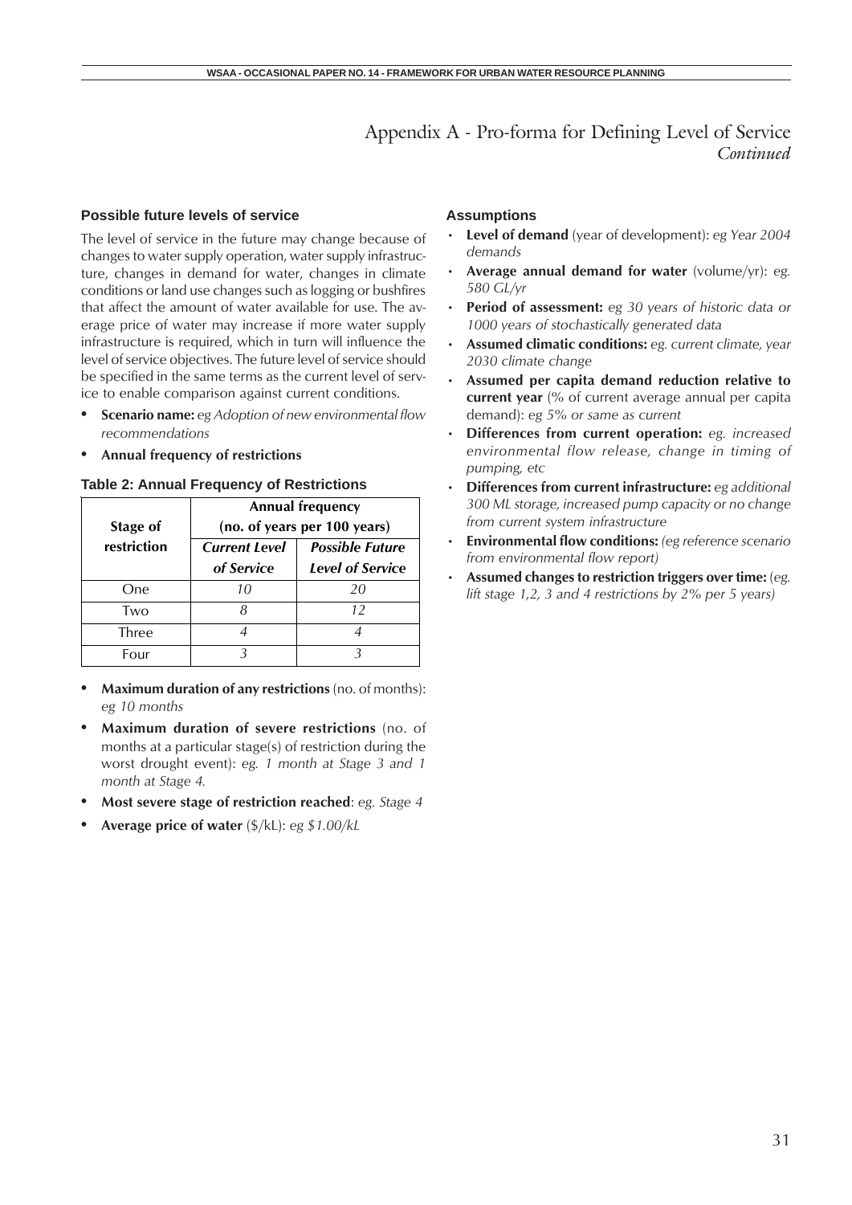# Appendix A - Pro-forma for Defining Level of Service *Continued*

### Possible future levels of service

The level of service in the future may change because of changes to water supply operation, water supply infrastructure, changes in demand for water, changes in climate conditions or land use changes such as logging or bushfires that affect the amount of water available for use. The average price of water may increase if more water supply infrastructure is required, which in turn will influence the level of service objectives. The future level of service should be specified in the same terms as the current level of service to enable comparison against current conditions.

- **Scenario name:** *eg Adoption of new environmental flow recommendations*
- **Annual frequency of restrictions**

**Table 2: Annual Frequency of Restrictions**

| Stage of restriction | Annual frequency (no. of years per 100 years) | |
|---|---|---|
| | ***Current Level of Service*** | ***Possible Future Level of Service*** |
| One | *10* | *20* |
| Two | *8* | *12* |
| Three | *4* | *4* |
| Four | *3* | *3* |

- **Maximum duration of any restrictions** (no. of months): *eg 10 months*
- **Maximum duration of severe restrictions** (no. of months at a particular stage(s) of restriction during the worst drought event): *eg. 1 month at Stage 3 and 1 month at Stage 4.*
- **Most severe stage of restriction reached**: *eg. Stage 4*
- **Average price of water** ($/kL): *eg $1.00/kL*

### Assumptions

- **Level of demand** (year of development): *eg Year 2004 demands*
- **Average annual demand for water** (volume/yr): *eg. 580 GL/yr*
- **Period of assessment:** *eg 30 years of historic data or 1000 years of stochastically generated data*
- **Assumed climatic conditions:** *eg. current climate, year 2030 climate change*
- **Assumed per capita demand reduction relative to current year** (% of current average annual per capita demand): *eg 5% or same as current*
- **Differences from current operation:** *eg. increased environmental flow release, change in timing of pumping, etc*
- **Differences from current infrastructure:** *eg additional 300 ML storage, increased pump capacity or no change from current system infrastructure*
- **Environmental flow conditions:** *(eg reference scenario from environmental flow report)*
- **Assumed changes to restriction triggers over time:** (*eg. lift stage 1,2, 3 and 4 restrictions by 2% per 5 years)*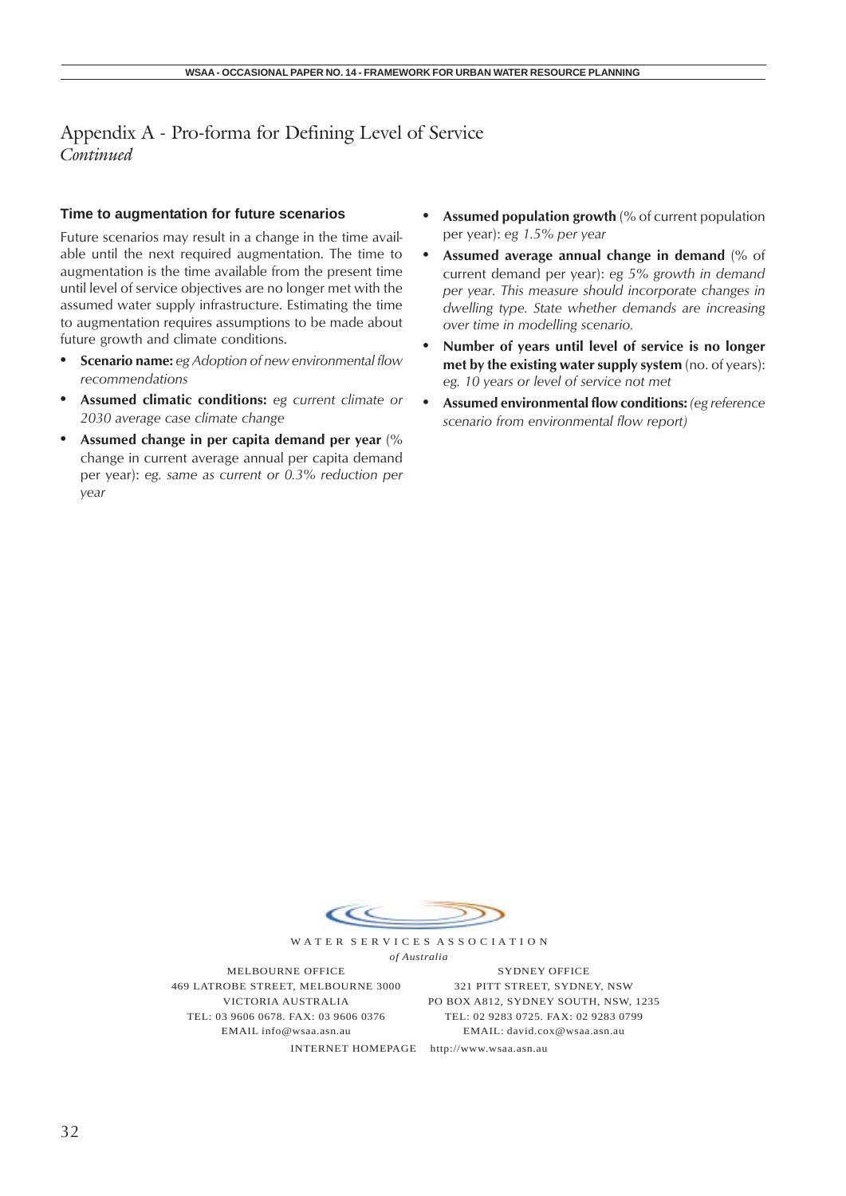# Appendix A - Pro-forma for Defining Level of Service
*Continued*

### Time to augmentation for future scenarios

Future scenarios may result in a change in the time available until the next required augmentation. The time to augmentation is the time available from the present time until level of service objectives are no longer met with the assumed water supply infrastructure. Estimating the time to augmentation requires assumptions to be made about future growth and climate conditions.

- **Scenario name:** *eg Adoption of new environmental flow recommendations*
- **Assumed climatic conditions:** *eg current climate or 2030 average case climate change*
- **Assumed change in per capita demand per year** (% change in current average annual per capita demand per year): *eg. same as current or 0.3% reduction per year*
- **Assumed population growth** (% of current population per year): *eg 1.5% per year*
- **Assumed average annual change in demand** (% of current demand per year): *eg 5% growth in demand per year. This measure should incorporate changes in dwelling type. State whether demands are increasing over time in modelling scenario.*
- **Number of years until level of service is no longer met by the existing water supply system** (no. of years): *eg. 10 years or level of service not met*
- **Assumed environmental flow conditions:** *(eg reference scenario from environmental flow report)*

WATER SERVICES ASSOCIATION
*of Australia*

MELBOURNE OFFICE
469 LATROBE STREET, MELBOURNE 3000
VICTORIA AUSTRALIA
TEL: 03 9606 0678. FAX: 03 9606 0376
EMAIL info@wsaa.asn.au

SYDNEY OFFICE
321 PITT STREET, SYDNEY, NSW
PO BOX A812, SYDNEY SOUTH, NSW, 1235
TEL: 02 9283 0725. FAX: 02 9283 0799
EMAIL: david.cox@wsaa.asn.au

INTERNET HOMEPAGE http://www.wsaa.asn.au